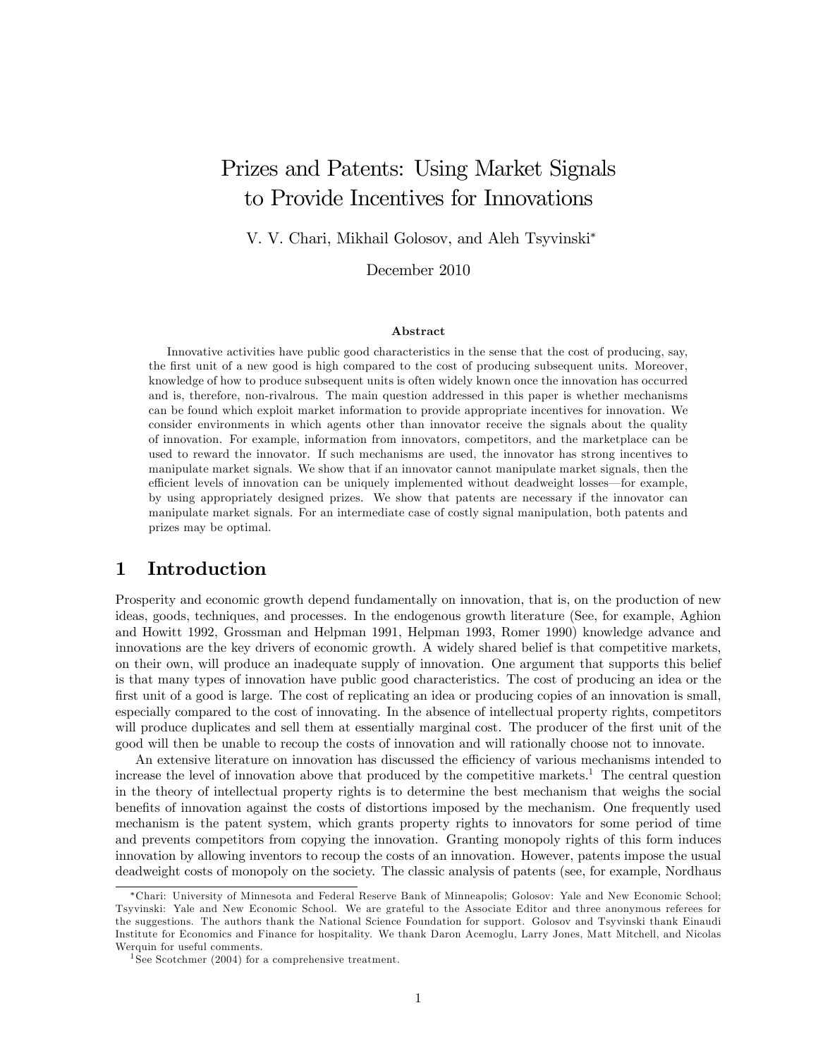# Prizes and Patents: Using Market Signals to Provide Incentives for Innovations

V. V. Chari, Mikhail Golosov, and Aleh Tsyvinski*

December 2010

### Abstract

Innovative activities have public good characteristics in the sense that the cost of producing, say, the first unit of a new good is high compared to the cost of producing subsequent units. Moreover, knowledge of how to produce subsequent units is often widely known once the innovation has occurred and is, therefore, non-rivalrous. The main question addressed in this paper is whether mechanisms can be found which exploit market information to provide appropriate incentives for innovation. We consider environments in which agents other than innovator receive the signals about the quality of innovation. For example, information from innovators, competitors, and the marketplace can be used to reward the innovator. If such mechanisms are used, the innovator has strong incentives to manipulate market signals. We show that if an innovator cannot manipulate market signals, then the efficient levels of innovation can be uniquely implemented without deadweight losses—for example, by using appropriately designed prizes. We show that patents are necessary if the innovator can manipulate market signals. For an intermediate case of costly signal manipulation, both patents and prizes may be optimal.

## 1 Introduction

Prosperity and economic growth depend fundamentally on innovation, that is, on the production of new ideas, goods, techniques, and processes. In the endogenous growth literature (See, for example, Aghion and Howitt 1992, Grossman and Helpman 1991, Helpman 1993, Romer 1990) knowledge advance and innovations are the key drivers of economic growth. A widely shared belief is that competitive markets, on their own, will produce an inadequate supply of innovation. One argument that supports this belief is that many types of innovation have public good characteristics. The cost of producing an idea or the first unit of a good is large. The cost of replicating an idea or producing copies of an innovation is small, especially compared to the cost of innovating. In the absence of intellectual property rights, competitors will produce duplicates and sell them at essentially marginal cost. The producer of the first unit of the good will then be unable to recoup the costs of innovation and will rationally choose not to innovate.

An extensive literature on innovation has discussed the efficiency of various mechanisms intended to increase the level of innovation above that produced by the competitive markets.[1] The central question in the theory of intellectual property rights is to determine the best mechanism that weighs the social benefits of innovation against the costs of distortions imposed by the mechanism. One frequently used mechanism is the patent system, which grants property rights to innovators for some period of time and prevents competitors from copying the innovation. Granting monopoly rights of this form induces innovation by allowing inventors to recoup the costs of an innovation. However, patents impose the usual deadweight costs of monopoly on the society. The classic analysis of patents (see, for example, Nordhaus

*Chari: University of Minnesota and Federal Reserve Bank of Minneapolis; Golosov: Yale and New Economic School; Tsyvinski: Yale and New Economic School. We are grateful to the Associate Editor and three anonymous referees for the suggestions. The authors thank the National Science Foundation for support. Golosov and Tsyvinski thank Einaudi Institute for Economics and Finance for hospitality. We thank Daron Acemoglu, Larry Jones, Matt Mitchell, and Nicolas Werquin for useful comments.

[1] See Scotchmer (2004) for a comprehensive treatment.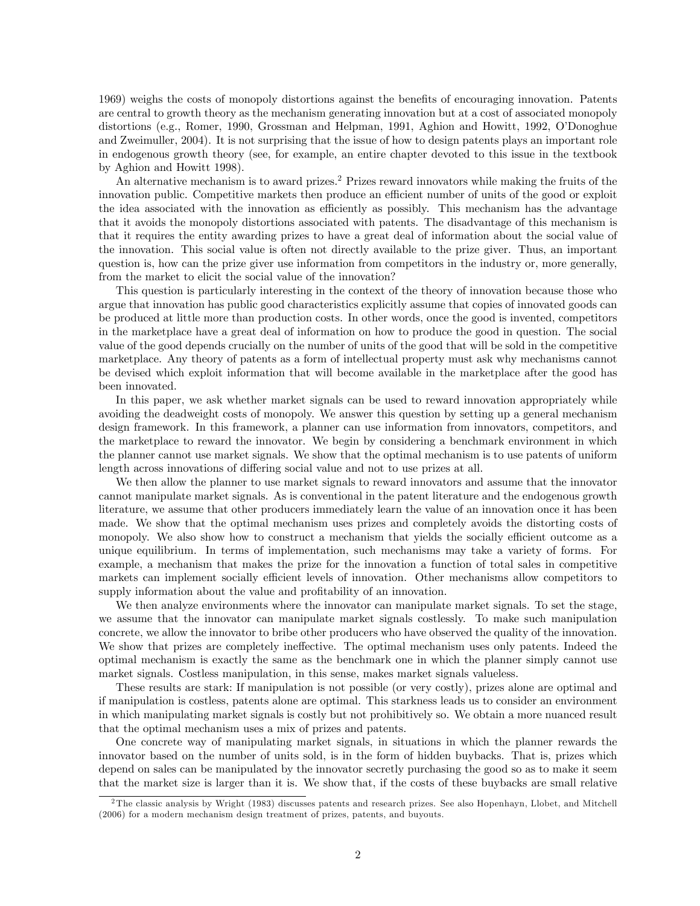1969) weighs the costs of monopoly distortions against the benefits of encouraging innovation. Patents are central to growth theory as the mechanism generating innovation but at a cost of associated monopoly distortions (e.g., Romer, 1990, Grossman and Helpman, 1991, Aghion and Howitt, 1992, O'Donoghue and Zweimuller, 2004). It is not surprising that the issue of how to design patents plays an important role in endogenous growth theory (see, for example, an entire chapter devoted to this issue in the textbook by Aghion and Howitt 1998).

An alternative mechanism is to award prizes.[2] Prizes reward innovators while making the fruits of the innovation public. Competitive markets then produce an efficient number of units of the good or exploit the idea associated with the innovation as efficiently as possibly. This mechanism has the advantage that it avoids the monopoly distortions associated with patents. The disadvantage of this mechanism is that it requires the entity awarding prizes to have a great deal of information about the social value of the innovation. This social value is often not directly available to the prize giver. Thus, an important question is, how can the prize giver use information from competitors in the industry or, more generally, from the market to elicit the social value of the innovation?

This question is particularly interesting in the context of the theory of innovation because those who argue that innovation has public good characteristics explicitly assume that copies of innovated goods can be produced at little more than production costs. In other words, once the good is invented, competitors in the marketplace have a great deal of information on how to produce the good in question. The social value of the good depends crucially on the number of units of the good that will be sold in the competitive marketplace. Any theory of patents as a form of intellectual property must ask why mechanisms cannot be devised which exploit information that will become available in the marketplace after the good has been innovated.

In this paper, we ask whether market signals can be used to reward innovation appropriately while avoiding the deadweight costs of monopoly. We answer this question by setting up a general mechanism design framework. In this framework, a planner can use information from innovators, competitors, and the marketplace to reward the innovator. We begin by considering a benchmark environment in which the planner cannot use market signals. We show that the optimal mechanism is to use patents of uniform length across innovations of differing social value and not to use prizes at all.

We then allow the planner to use market signals to reward innovators and assume that the innovator cannot manipulate market signals. As is conventional in the patent literature and the endogenous growth literature, we assume that other producers immediately learn the value of an innovation once it has been made. We show that the optimal mechanism uses prizes and completely avoids the distorting costs of monopoly. We also show how to construct a mechanism that yields the socially efficient outcome as a unique equilibrium. In terms of implementation, such mechanisms may take a variety of forms. For example, a mechanism that makes the prize for the innovation a function of total sales in competitive markets can implement socially efficient levels of innovation. Other mechanisms allow competitors to supply information about the value and profitability of an innovation.

We then analyze environments where the innovator can manipulate market signals. To set the stage, we assume that the innovator can manipulate market signals costlessly. To make such manipulation concrete, we allow the innovator to bribe other producers who have observed the quality of the innovation. We show that prizes are completely ineffective. The optimal mechanism uses only patents. Indeed the optimal mechanism is exactly the same as the benchmark one in which the planner simply cannot use market signals. Costless manipulation, in this sense, makes market signals valueless.

These results are stark: If manipulation is not possible (or very costly), prizes alone are optimal and if manipulation is costless, patents alone are optimal. This starkness leads us to consider an environment in which manipulating market signals is costly but not prohibitively so. We obtain a more nuanced result that the optimal mechanism uses a mix of prizes and patents.

One concrete way of manipulating market signals, in situations in which the planner rewards the innovator based on the number of units sold, is in the form of hidden buybacks. That is, prizes which depend on sales can be manipulated by the innovator secretly purchasing the good so as to make it seem that the market size is larger than it is. We show that, if the costs of these buybacks are small relative

[2] The classic analysis by Wright (1983) discusses patents and research prizes. See also Hopenhayn, Llobet, and Mitchell (2006) for a modern mechanism design treatment of prizes, patents, and buyouts.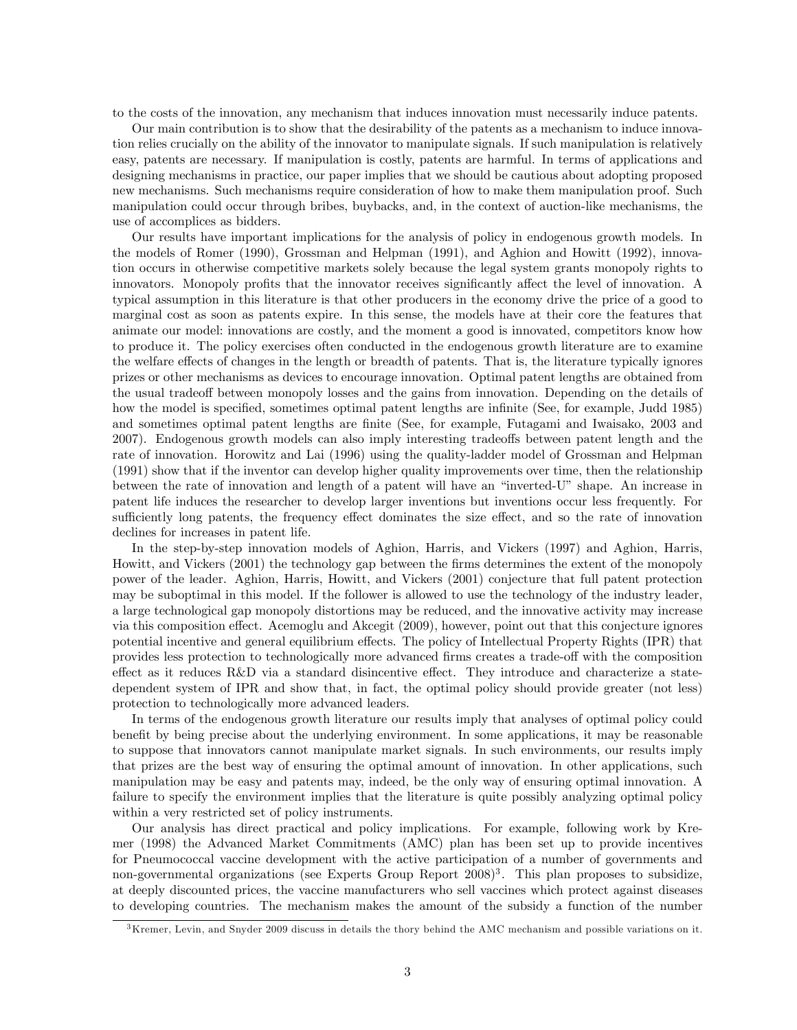to the costs of the innovation, any mechanism that induces innovation must necessarily induce patents.

Our main contribution is to show that the desirability of the patents as a mechanism to induce innovation relies crucially on the ability of the innovator to manipulate signals. If such manipulation is relatively easy, patents are necessary. If manipulation is costly, patents are harmful. In terms of applications and designing mechanisms in practice, our paper implies that we should be cautious about adopting proposed new mechanisms. Such mechanisms require consideration of how to make them manipulation proof. Such manipulation could occur through bribes, buybacks, and, in the context of auction-like mechanisms, the use of accomplices as bidders.

Our results have important implications for the analysis of policy in endogenous growth models. In the models of Romer (1990), Grossman and Helpman (1991), and Aghion and Howitt (1992), innovation occurs in otherwise competitive markets solely because the legal system grants monopoly rights to innovators. Monopoly profits that the innovator receives significantly affect the level of innovation. A typical assumption in this literature is that other producers in the economy drive the price of a good to marginal cost as soon as patents expire. In this sense, the models have at their core the features that animate our model: innovations are costly, and the moment a good is innovated, competitors know how to produce it. The policy exercises often conducted in the endogenous growth literature are to examine the welfare effects of changes in the length or breadth of patents. That is, the literature typically ignores prizes or other mechanisms as devices to encourage innovation. Optimal patent lengths are obtained from the usual tradeoff between monopoly losses and the gains from innovation. Depending on the details of how the model is specified, sometimes optimal patent lengths are infinite (See, for example, Judd 1985) and sometimes optimal patent lengths are finite (See, for example, Futagami and Iwaisako, 2003 and 2007). Endogenous growth models can also imply interesting tradeoffs between patent length and the rate of innovation. Horowitz and Lai (1996) using the quality-ladder model of Grossman and Helpman (1991) show that if the inventor can develop higher quality improvements over time, then the relationship between the rate of innovation and length of a patent will have an "inverted-U" shape. An increase in patent life induces the researcher to develop larger inventions but inventions occur less frequently. For sufficiently long patents, the frequency effect dominates the size effect, and so the rate of innovation declines for increases in patent life.

In the step-by-step innovation models of Aghion, Harris, and Vickers (1997) and Aghion, Harris, Howitt, and Vickers (2001) the technology gap between the firms determines the extent of the monopoly power of the leader. Aghion, Harris, Howitt, and Vickers (2001) conjecture that full patent protection may be suboptimal in this model. If the follower is allowed to use the technology of the industry leader, a large technological gap monopoly distortions may be reduced, and the innovative activity may increase via this composition effect. Acemoglu and Akcegit (2009), however, point out that this conjecture ignores potential incentive and general equilibrium effects. The policy of Intellectual Property Rights (IPR) that provides less protection to technologically more advanced firms creates a trade-off with the composition effect as it reduces R&D via a standard disincentive effect. They introduce and characterize a state-dependent system of IPR and show that, in fact, the optimal policy should provide greater (not less) protection to technologically more advanced leaders.

In terms of the endogenous growth literature our results imply that analyses of optimal policy could benefit by being precise about the underlying environment. In some applications, it may be reasonable to suppose that innovators cannot manipulate market signals. In such environments, our results imply that prizes are the best way of ensuring the optimal amount of innovation. In other applications, such manipulation may be easy and patents may, indeed, be the only way of ensuring optimal innovation. A failure to specify the environment implies that the literature is quite possibly analyzing optimal policy within a very restricted set of policy instruments.

Our analysis has direct practical and policy implications. For example, following work by Kremer (1998) the Advanced Market Commitments (AMC) plan has been set up to provide incentives for Pneumococcal vaccine development with the active participation of a number of governments and non-governmental organizations (see Experts Group Report 2008)[3]. This plan proposes to subsidize, at deeply discounted prices, the vaccine manufacturers who sell vaccines which protect against diseases to developing countries. The mechanism makes the amount of the subsidy a function of the number

[3] Kremer, Levin, and Snyder 2009 discuss in details the thory behind the AMC mechanism and possible variations on it.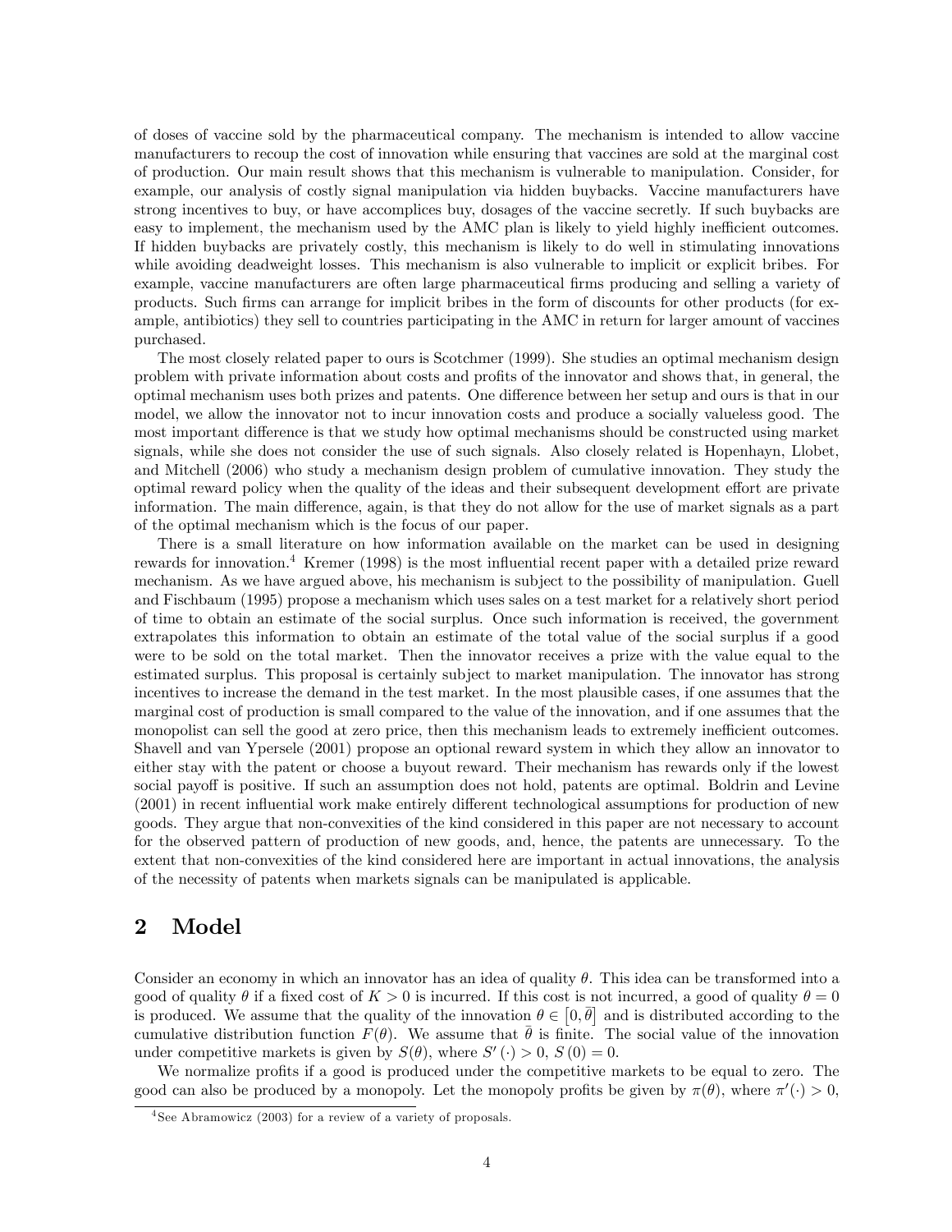of doses of vaccine sold by the pharmaceutical company. The mechanism is intended to allow vaccine manufacturers to recoup the cost of innovation while ensuring that vaccines are sold at the marginal cost of production. Our main result shows that this mechanism is vulnerable to manipulation. Consider, for example, our analysis of costly signal manipulation via hidden buybacks. Vaccine manufacturers have strong incentives to buy, or have accomplices buy, dosages of the vaccine secretly. If such buybacks are easy to implement, the mechanism used by the AMC plan is likely to yield highly inefficient outcomes. If hidden buybacks are privately costly, this mechanism is likely to do well in stimulating innovations while avoiding deadweight losses. This mechanism is also vulnerable to implicit or explicit bribes. For example, vaccine manufacturers are often large pharmaceutical firms producing and selling a variety of products. Such firms can arrange for implicit bribes in the form of discounts for other products (for example, antibiotics) they sell to countries participating in the AMC in return for larger amount of vaccines purchased.

The most closely related paper to ours is Scotchmer (1999). She studies an optimal mechanism design problem with private information about costs and profits of the innovator and shows that, in general, the optimal mechanism uses both prizes and patents. One difference between her setup and ours is that in our model, we allow the innovator not to incur innovation costs and produce a socially valueless good. The most important difference is that we study how optimal mechanisms should be constructed using market signals, while she does not consider the use of such signals. Also closely related is Hopenhayn, Llobet, and Mitchell (2006) who study a mechanism design problem of cumulative innovation. They study the optimal reward policy when the quality of the ideas and their subsequent development effort are private information. The main difference, again, is that they do not allow for the use of market signals as a part of the optimal mechanism which is the focus of our paper.

There is a small literature on how information available on the market can be used in designing rewards for innovation.[4] Kremer (1998) is the most influential recent paper with a detailed prize reward mechanism. As we have argued above, his mechanism is subject to the possibility of manipulation. Guell and Fischbaum (1995) propose a mechanism which uses sales on a test market for a relatively short period of time to obtain an estimate of the social surplus. Once such information is received, the government extrapolates this information to obtain an estimate of the total value of the social surplus if a good were to be sold on the total market. Then the innovator receives a prize with the value equal to the estimated surplus. This proposal is certainly subject to market manipulation. The innovator has strong incentives to increase the demand in the test market. In the most plausible cases, if one assumes that the marginal cost of production is small compared to the value of the innovation, and if one assumes that the monopolist can sell the good at zero price, then this mechanism leads to extremely inefficient outcomes. Shavell and van Ypersele (2001) propose an optional reward system in which they allow an innovator to either stay with the patent or choose a buyout reward. Their mechanism has rewards only if the lowest social payoff is positive. If such an assumption does not hold, patents are optimal. Boldrin and Levine (2001) in recent influential work make entirely different technological assumptions for production of new goods. They argue that non-convexities of the kind considered in this paper are not necessary to account for the observed pattern of production of new goods, and, hence, the patents are unnecessary. To the extent that non-convexities of the kind considered here are important in actual innovations, the analysis of the necessity of patents when markets signals can be manipulated is applicable.

## 2 Model

Consider an economy in which an innovator has an idea of quality $\theta$. This idea can be transformed into a good of quality $\theta$ if a fixed cost of $K > 0$ is incurred. If this cost is not incurred, a good of quality $\theta = 0$ is produced. We assume that the quality of the innovation $\theta \in [0, \bar{\theta}]$ and is distributed according to the cumulative distribution function $F(\theta)$. We assume that $\bar{\theta}$ is finite. The social value of the innovation under competitive markets is given by $S(\theta)$, where $S'(\cdot) > 0$, $S(0) = 0$.

We normalize profits if a good is produced under the competitive markets to be equal to zero. The good can also be produced by a monopoly. Let the monopoly profits be given by $\pi(\theta)$, where $\pi'(\cdot) > 0$,

[4] See Abramowicz (2003) for a review of a variety of proposals.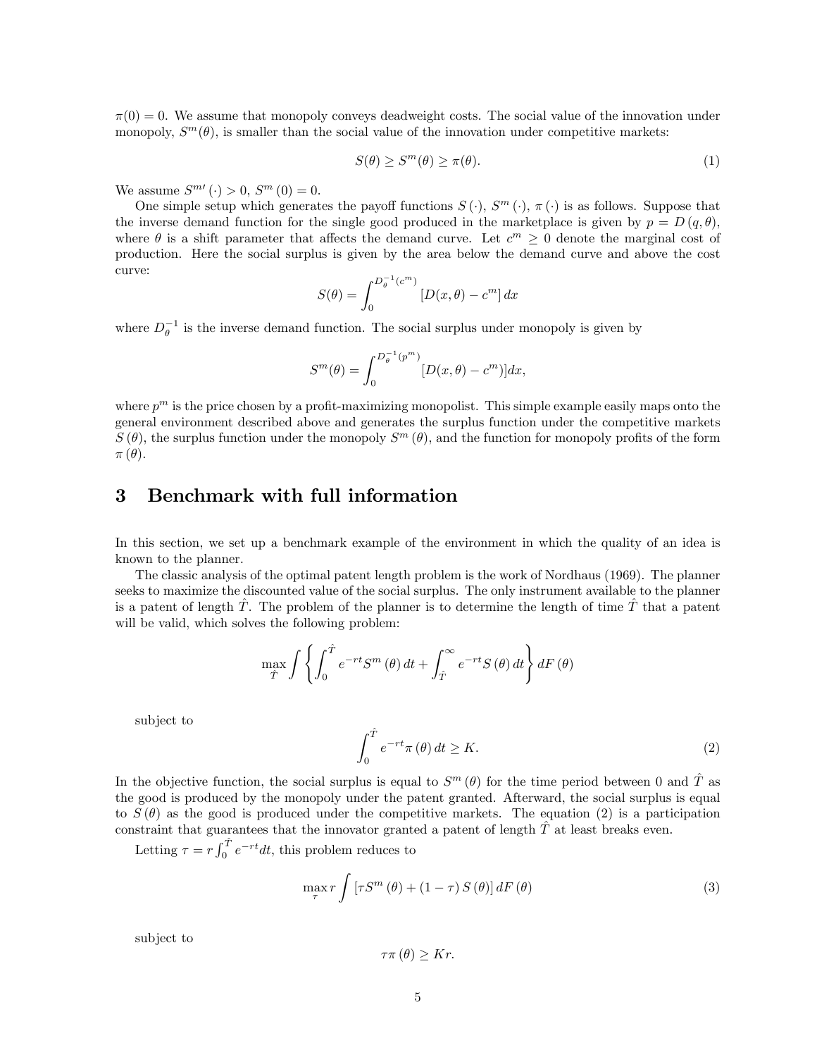$\pi(0) = 0$. We assume that monopoly conveys deadweight costs. The social value of the innovation under monopoly, $S^m(\theta)$, is smaller than the social value of the innovation under competitive markets:

$$S(\theta) \geq S^m(\theta) \geq \pi(\theta). \tag{1}$$

We assume $S^{m\prime}(\cdot) > 0$, $S^m(0) = 0$.

One simple setup which generates the payoff functions $S(\cdot)$, $S^m(\cdot)$, $\pi(\cdot)$ is as follows. Suppose that the inverse demand function for the single good produced in the marketplace is given by $p = D(q, \theta)$, where $\theta$ is a shift parameter that affects the demand curve. Let $c^m \geq 0$ denote the marginal cost of production. Here the social surplus is given by the area below the demand curve and above the cost curve:

$$S(\theta) = \int_0^{D_\theta^{-1}(c^m)} [D(x, \theta) - c^m]\, dx$$

where $D_\theta^{-1}$ is the inverse demand function. The social surplus under monopoly is given by

$$S^m(\theta) = \int_0^{D_\theta^{-1}(p^m)} [D(x, \theta) - c^m)] dx,$$

where $p^m$ is the price chosen by a profit-maximizing monopolist. This simple example easily maps onto the general environment described above and generates the surplus function under the competitive markets $S(\theta)$, the surplus function under the monopoly $S^m(\theta)$, and the function for monopoly profits of the form $\pi(\theta)$.

## 3 Benchmark with full information

In this section, we set up a benchmark example of the environment in which the quality of an idea is known to the planner.

The classic analysis of the optimal patent length problem is the work of Nordhaus (1969). The planner seeks to maximize the discounted value of the social surplus. The only instrument available to the planner is a patent of length $\hat{T}$. The problem of the planner is to determine the length of time $\hat{T}$ that a patent will be valid, which solves the following problem:

$$\max_{\hat{T}} \int \left\{ \int_0^{\hat{T}} e^{-rt} S^m(\theta)\, dt + \int_{\hat{T}}^{\infty} e^{-rt} S(\theta)\, dt \right\} dF(\theta)$$

subject to

$$\int_0^{\hat{T}} e^{-rt} \pi(\theta)\, dt \geq K. \tag{2}$$

In the objective function, the social surplus is equal to $S^m(\theta)$ for the time period between 0 and $\hat{T}$ as the good is produced by the monopoly under the patent granted. Afterward, the social surplus is equal to $S(\theta)$ as the good is produced under the competitive markets. The equation (2) is a participation constraint that guarantees that the innovator granted a patent of length $\hat{T}$ at least breaks even.

Letting $\tau = r \int_0^{\hat{T}} e^{-rt} dt$, this problem reduces to

$$\max_{\tau} r \int [\tau S^m(\theta) + (1 - \tau) S(\theta)]\, dF(\theta) \tag{3}$$

subject to

$$\tau \pi(\theta) \geq Kr.$$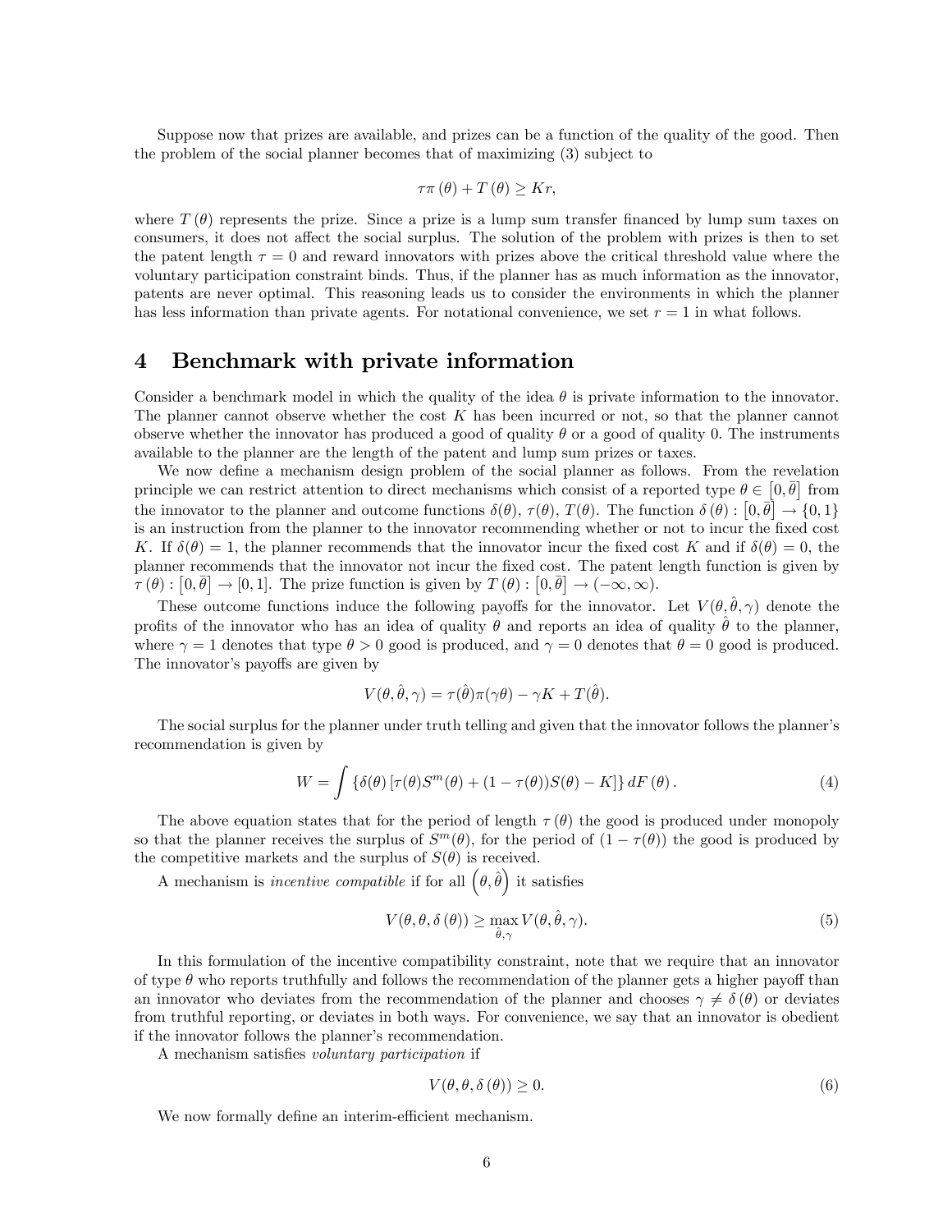Suppose now that prizes are available, and prizes can be a function of the quality of the good. Then the problem of the social planner becomes that of maximizing (3) subject to

$$\tau \pi(\theta) + T(\theta) \geq Kr,$$

where $T(\theta)$ represents the prize. Since a prize is a lump sum transfer financed by lump sum taxes on consumers, it does not affect the social surplus. The solution of the problem with prizes is then to set the patent length $\tau = 0$ and reward innovators with prizes above the critical threshold value where the voluntary participation constraint binds. Thus, if the planner has as much information as the innovator, patents are never optimal. This reasoning leads us to consider the environments in which the planner has less information than private agents. For notational convenience, we set $r = 1$ in what follows.

# 4 Benchmark with private information

Consider a benchmark model in which the quality of the idea $\theta$ is private information to the innovator. The planner cannot observe whether the cost $K$ has been incurred or not, so that the planner cannot observe whether the innovator has produced a good of quality $\theta$ or a good of quality 0. The instruments available to the planner are the length of the patent and lump sum prizes or taxes.

We now define a mechanism design problem of the social planner as follows. From the revelation principle we can restrict attention to direct mechanisms which consist of a reported type $\theta \in [0, \bar{\theta}]$ from the innovator to the planner and outcome functions $\delta(\theta)$, $\tau(\theta)$, $T(\theta)$. The function $\delta(\theta) : [0, \bar{\theta}] \to \{0, 1\}$ is an instruction from the planner to the innovator recommending whether or not to incur the fixed cost $K$. If $\delta(\theta) = 1$, the planner recommends that the innovator incur the fixed cost $K$ and if $\delta(\theta) = 0$, the planner recommends that the innovator not incur the fixed cost. The patent length function is given by $\tau(\theta) : [0, \bar{\theta}] \to [0, 1]$. The prize function is given by $T(\theta) : [0, \bar{\theta}] \to (-\infty, \infty)$.

These outcome functions induce the following payoffs for the innovator. Let $V(\theta, \hat{\theta}, \gamma)$ denote the profits of the innovator who has an idea of quality $\theta$ and reports an idea of quality $\hat{\theta}$ to the planner, where $\gamma = 1$ denotes that type $\theta > 0$ good is produced, and $\gamma = 0$ denotes that $\theta = 0$ good is produced. The innovator's payoffs are given by

$$V(\theta, \hat{\theta}, \gamma) = \tau(\hat{\theta})\pi(\gamma\theta) - \gamma K + T(\hat{\theta}).$$

The social surplus for the planner under truth telling and given that the innovator follows the planner's recommendation is given by

$$W = \int \left\{ \delta(\theta) \left[ \tau(\theta) S^m(\theta) + (1 - \tau(\theta)) S(\theta) - K \right] \right\} dF(\theta). \tag{4}$$

The above equation states that for the period of length $\tau(\theta)$ the good is produced under monopoly so that the planner receives the surplus of $S^m(\theta)$, for the period of $(1 - \tau(\theta))$ the good is produced by the competitive markets and the surplus of $S(\theta)$ is received.

A mechanism is *incentive compatible* if for all $(\theta, \hat{\theta})$ it satisfies

$$V(\theta, \theta, \delta(\theta)) \geq \max_{\hat{\theta}, \gamma} V(\theta, \hat{\theta}, \gamma). \tag{5}$$

In this formulation of the incentive compatibility constraint, note that we require that an innovator of type $\theta$ who reports truthfully and follows the recommendation of the planner gets a higher payoff than an innovator who deviates from the recommendation of the planner and chooses $\gamma \neq \delta(\theta)$ or deviates from truthful reporting, or deviates in both ways. For convenience, we say that an innovator is obedient if the innovator follows the planner's recommendation.

A mechanism satisfies *voluntary participation* if

$$V(\theta, \theta, \delta(\theta)) \geq 0. \tag{6}$$

We now formally define an interim-efficient mechanism.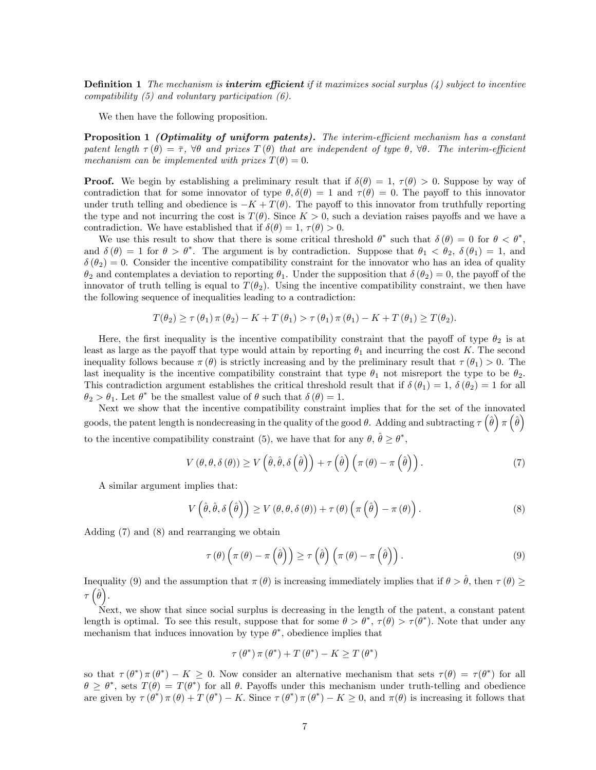**Definition 1** *The mechanism is **interim efficient** if it maximizes social surplus (4) subject to incentive compatibility (5) and voluntary participation (6).*

We then have the following proposition.

**Proposition 1** ***(Optimality of uniform patents).*** *The interim-efficient mechanism has a constant patent length $\tau(\theta) = \bar{\tau}$, $\forall\theta$ and prizes $T(\theta)$ that are independent of type $\theta$, $\forall\theta$. The interim-efficient mechanism can be implemented with prizes $T(\theta) = 0$.*

**Proof.** We begin by establishing a preliminary result that if $\delta(\theta) = 1$, $\tau(\theta) > 0$. Suppose by way of contradiction that for some innovator of type $\theta, \delta(\theta) = 1$ and $\tau(\theta) = 0$. The payoff to this innovator under truth telling and obedience is $-K + T(\theta)$. The payoff to this innovator from truthfully reporting the type and not incurring the cost is $T(\theta)$. Since $K > 0$, such a deviation raises payoffs and we have a contradiction. We have established that if $\delta(\theta) = 1$, $\tau(\theta) > 0$.

We use this result to show that there is some critical threshold $\theta^*$ such that $\delta(\theta) = 0$ for $\theta < \theta^*$, and $\delta(\theta) = 1$ for $\theta > \theta^*$. The argument is by contradiction. Suppose that $\theta_1 < \theta_2$, $\delta(\theta_1) = 1$, and $\delta(\theta_2) = 0$. Consider the incentive compatibility constraint for the innovator who has an idea of quality $\theta_2$ and contemplates a deviation to reporting $\theta_1$. Under the supposition that $\delta(\theta_2) = 0$, the payoff of the innovator of truth telling is equal to $T(\theta_2)$. Using the incentive compatibility constraint, we then have the following sequence of inequalities leading to a contradiction:

$$T(\theta_2) \geq \tau(\theta_1)\pi(\theta_2) - K + T(\theta_1) > \tau(\theta_1)\pi(\theta_1) - K + T(\theta_1) \geq T(\theta_2).$$

Here, the first inequality is the incentive compatibility constraint that the payoff of type $\theta_2$ is at least as large as the payoff that type would attain by reporting $\theta_1$ and incurring the cost $K$. The second inequality follows because $\pi(\theta)$ is strictly increasing and by the preliminary result that $\tau(\theta_1) > 0$. The last inequality is the incentive compatibility constraint that type $\theta_1$ not misreport the type to be $\theta_2$. This contradiction argument establishes the critical threshold result that if $\delta(\theta_1) = 1$, $\delta(\theta_2) = 1$ for all $\theta_2 > \theta_1$. Let $\theta^*$ be the smallest value of $\theta$ such that $\delta(\theta) = 1$.

Next we show that the incentive compatibility constraint implies that for the set of the innovated goods, the patent length is nondecreasing in the quality of the good $\theta$. Adding and subtracting $\tau(\hat{\theta})\pi(\hat{\theta})$ to the incentive compatibility constraint (5), we have that for any $\theta, \hat{\theta} \geq \theta^*$,

$$V(\theta, \theta, \delta(\theta)) \geq V\left(\hat{\theta}, \hat{\theta}, \delta\left(\hat{\theta}\right)\right) + \tau\left(\hat{\theta}\right)\left(\pi(\theta) - \pi\left(\hat{\theta}\right)\right). \tag{7}$$

A similar argument implies that:

$$V\left(\hat{\theta}, \hat{\theta}, \delta\left(\hat{\theta}\right)\right) \geq V(\theta, \theta, \delta(\theta)) + \tau(\theta)\left(\pi\left(\hat{\theta}\right) - \pi(\theta)\right). \tag{8}$$

Adding (7) and (8) and rearranging we obtain

$$\tau(\theta)\left(\pi(\theta) - \pi\left(\hat{\theta}\right)\right) \geq \tau\left(\hat{\theta}\right)\left(\pi(\theta) - \pi\left(\hat{\theta}\right)\right). \tag{9}$$

Inequality (9) and the assumption that $\pi(\theta)$ is increasing immediately implies that if $\theta > \hat{\theta}$, then $\tau(\theta) \geq \tau\left(\hat{\theta}\right)$.

Next, we show that since social surplus is decreasing in the length of the patent, a constant patent length is optimal. To see this result, suppose that for some $\theta > \theta^*$, $\tau(\theta) > \tau(\theta^*)$. Note that under any mechanism that induces innovation by type $\theta^*$, obedience implies that

$$\tau(\theta^*)\pi(\theta^*) + T(\theta^*) - K \geq T(\theta^*)$$

so that $\tau(\theta^*)\pi(\theta^*) - K \geq 0$. Now consider an alternative mechanism that sets $\tau(\theta) = \tau(\theta^*)$ for all $\theta \geq \theta^*$, sets $T(\theta) = T(\theta^*)$ for all $\theta$. Payoffs under this mechanism under truth-telling and obedience are given by $\tau(\theta^*)\pi(\theta) + T(\theta^*) - K$. Since $\tau(\theta^*)\pi(\theta^*) - K \geq 0$, and $\pi(\theta)$ is increasing it follows that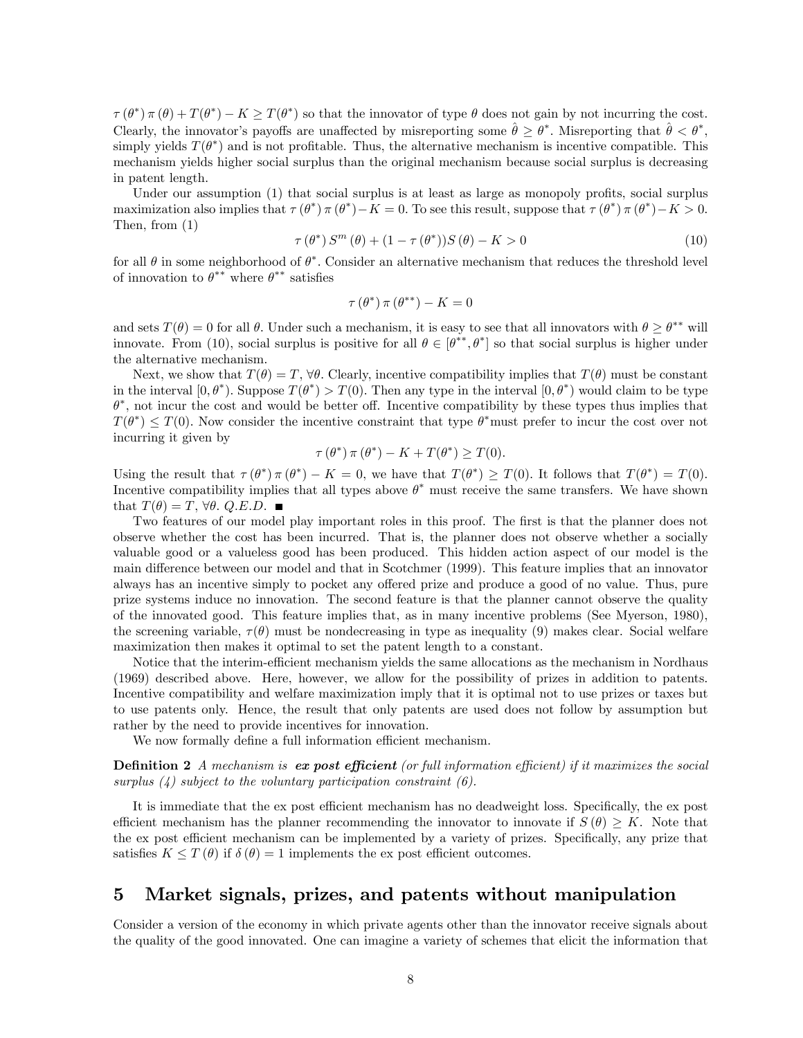$\tau(\theta^*)\pi(\theta) + T(\theta^*) - K \geq T(\theta^*)$ so that the innovator of type $\theta$ does not gain by not incurring the cost. Clearly, the innovator's payoffs are unaffected by misreporting some $\hat{\theta} \geq \theta^*$. Misreporting that $\hat{\theta} < \theta^*$, simply yields $T(\theta^*)$ and is not profitable. Thus, the alternative mechanism is incentive compatible. This mechanism yields higher social surplus than the original mechanism because social surplus is decreasing in patent length.

Under our assumption (1) that social surplus is at least as large as monopoly profits, social surplus maximization also implies that $\tau(\theta^*)\pi(\theta^*) - K = 0$. To see this result, suppose that $\tau(\theta^*)\pi(\theta^*) - K > 0$. Then, from (1)

$$\tau(\theta^*) S^m(\theta) + (1 - \tau(\theta^*)) S(\theta) - K > 0 \tag{10}$$

for all $\theta$ in some neighborhood of $\theta^*$. Consider an alternative mechanism that reduces the threshold level of innovation to $\theta^{**}$ where $\theta^{**}$ satisfies

$$\tau(\theta^*)\pi(\theta^{**}) - K = 0$$

and sets $T(\theta) = 0$ for all $\theta$. Under such a mechanism, it is easy to see that all innovators with $\theta \geq \theta^{**}$ will innovate. From (10), social surplus is positive for all $\theta \in [\theta^{**}, \theta^*]$ so that social surplus is higher under the alternative mechanism.

Next, we show that $T(\theta) = T$, $\forall\theta$. Clearly, incentive compatibility implies that $T(\theta)$ must be constant in the interval $[0, \theta^*)$. Suppose $T(\theta^*) > T(0)$. Then any type in the interval $[0, \theta^*)$ would claim to be type $\theta^*$, not incur the cost and would be better off. Incentive compatibility by these types thus implies that $T(\theta^*) \leq T(0)$. Now consider the incentive constraint that type $\theta^*$ must prefer to incur the cost over not incurring it given by

$$\tau(\theta^*)\pi(\theta^*) - K + T(\theta^*) \geq T(0).$$

Using the result that $\tau(\theta^*)\pi(\theta^*) - K = 0$, we have that $T(\theta^*) \geq T(0)$. It follows that $T(\theta^*) = T(0)$. Incentive compatibility implies that all types above $\theta^*$ must receive the same transfers. We have shown that $T(\theta) = T$, $\forall\theta$. *Q.E.D.* ■

Two features of our model play important roles in this proof. The first is that the planner does not observe whether the cost has been incurred. That is, the planner does not observe whether a socially valuable good or a valueless good has been produced. This hidden action aspect of our model is the main difference between our model and that in Scotchmer (1999). This feature implies that an innovator always has an incentive simply to pocket any offered prize and produce a good of no value. Thus, pure prize systems induce no innovation. The second feature is that the planner cannot observe the quality of the innovated good. This feature implies that, as in many incentive problems (See Myerson, 1980), the screening variable, $\tau(\theta)$ must be nondecreasing in type as inequality (9) makes clear. Social welfare maximization then makes it optimal to set the patent length to a constant.

Notice that the interim-efficient mechanism yields the same allocations as the mechanism in Nordhaus (1969) described above. Here, however, we allow for the possibility of prizes in addition to patents. Incentive compatibility and welfare maximization imply that it is optimal not to use prizes or taxes but to use patents only. Hence, the result that only patents are used does not follow by assumption but rather by the need to provide incentives for innovation.

We now formally define a full information efficient mechanism.

**Definition 2** *A mechanism is* ***ex post efficient*** *(or full information efficient) if it maximizes the social surplus (4) subject to the voluntary participation constraint (6).*

It is immediate that the ex post efficient mechanism has no deadweight loss. Specifically, the ex post efficient mechanism has the planner recommending the innovator to innovate if $S(\theta) \geq K$. Note that the ex post efficient mechanism can be implemented by a variety of prizes. Specifically, any prize that satisfies $K \leq T(\theta)$ if $\delta(\theta) = 1$ implements the ex post efficient outcomes.

# 5 Market signals, prizes, and patents without manipulation

Consider a version of the economy in which private agents other than the innovator receive signals about the quality of the good innovated. One can imagine a variety of schemes that elicit the information that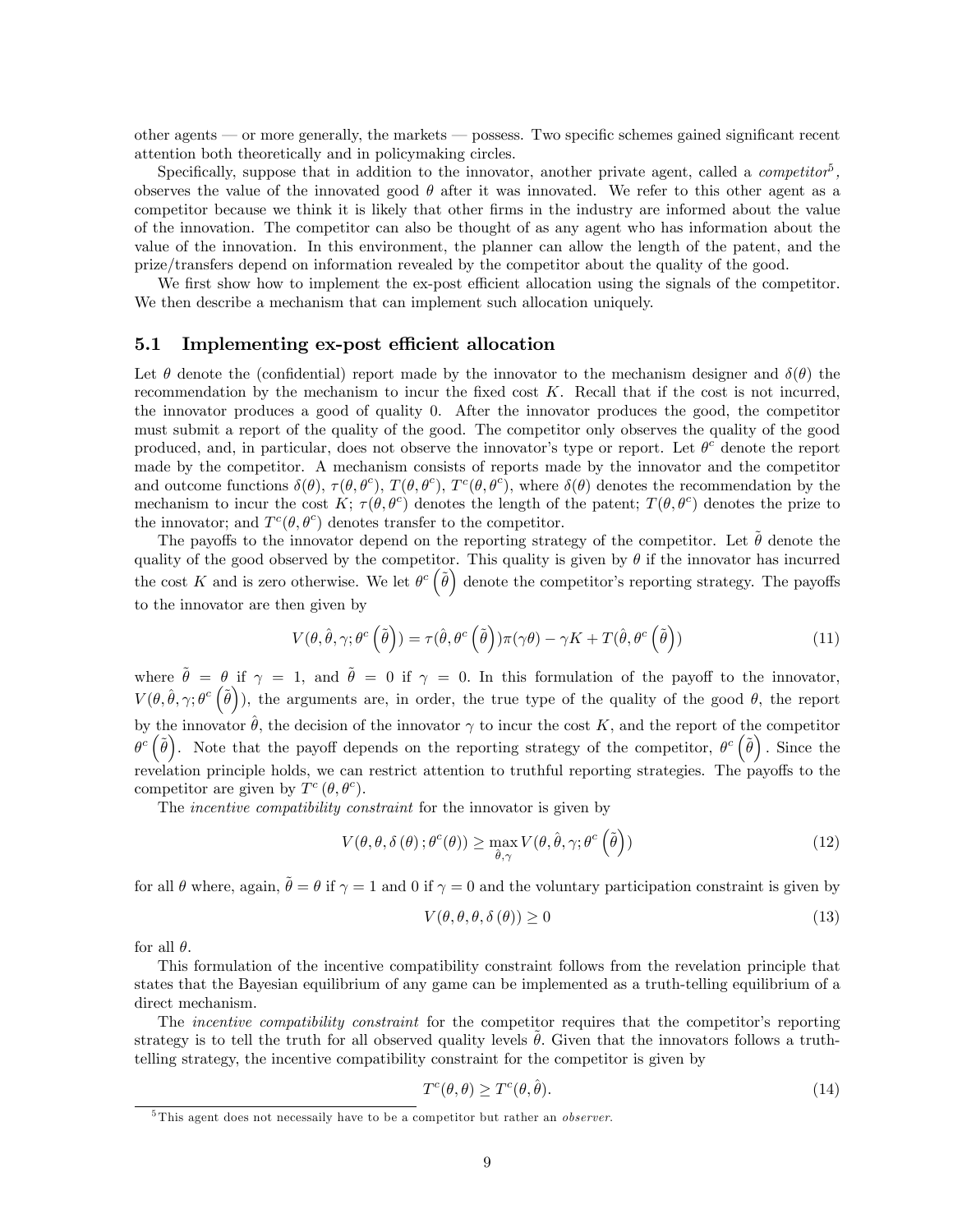other agents — or more generally, the markets — possess. Two specific schemes gained significant recent attention both theoretically and in policymaking circles.

Specifically, suppose that in addition to the innovator, another private agent, called a *competitor*[5], observes the value of the innovated good $\theta$ after it was innovated. We refer to this other agent as a competitor because we think it is likely that other firms in the industry are informed about the value of the innovation. The competitor can also be thought of as any agent who has information about the value of the innovation. In this environment, the planner can allow the length of the patent, and the prize/transfers depend on information revealed by the competitor about the quality of the good.

We first show how to implement the ex-post efficient allocation using the signals of the competitor. We then describe a mechanism that can implement such allocation uniquely.

## 5.1 Implementing ex-post efficient allocation

Let $\theta$ denote the (confidential) report made by the innovator to the mechanism designer and $\delta(\theta)$ the recommendation by the mechanism to incur the fixed cost $K$. Recall that if the cost is not incurred, the innovator produces a good of quality 0. After the innovator produces the good, the competitor must submit a report of the quality of the good. The competitor only observes the quality of the good produced, and, in particular, does not observe the innovator's type or report. Let $\theta^c$ denote the report made by the competitor. A mechanism consists of reports made by the innovator and the competitor and outcome functions $\delta(\theta)$, $\tau(\theta, \theta^c)$, $T(\theta, \theta^c)$, $T^c(\theta, \theta^c)$, where $\delta(\theta)$ denotes the recommendation by the mechanism to incur the cost $K$; $\tau(\theta, \theta^c)$ denotes the length of the patent; $T(\theta, \theta^c)$ denotes the prize to the innovator; and $T^c(\theta, \theta^c)$ denotes transfer to the competitor.

The payoffs to the innovator depend on the reporting strategy of the competitor. Let $\tilde{\theta}$ denote the quality of the good observed by the competitor. This quality is given by $\theta$ if the innovator has incurred the cost $K$ and is zero otherwise. We let $\theta^c\left(\tilde{\theta}\right)$ denote the competitor's reporting strategy. The payoffs to the innovator are then given by

$$V(\theta, \hat{\theta}, \gamma; \theta^c\left(\tilde{\theta}\right)) = \tau(\hat{\theta}, \theta^c\left(\tilde{\theta}\right))\pi(\gamma\theta) - \gamma K + T(\hat{\theta}, \theta^c\left(\tilde{\theta}\right)) \tag{11}$$

where $\tilde{\theta} = \theta$ if $\gamma = 1$, and $\tilde{\theta} = 0$ if $\gamma = 0$. In this formulation of the payoff to the innovator, $V(\theta, \hat{\theta}, \gamma; \theta^c\left(\tilde{\theta}\right))$, the arguments are, in order, the true type of the quality of the good $\theta$, the report by the innovator $\hat{\theta}$, the decision of the innovator $\gamma$ to incur the cost $K$, and the report of the competitor $\theta^c\left(\tilde{\theta}\right)$. Note that the payoff depends on the reporting strategy of the competitor, $\theta^c\left(\tilde{\theta}\right)$. Since the revelation principle holds, we can restrict attention to truthful reporting strategies. The payoffs to the competitor are given by $T^c\left(\theta, \theta^c\right)$.

The *incentive compatibility constraint* for the innovator is given by

$$V(\theta, \theta, \delta\left(\theta\right); \theta^c(\theta)) \geq \max_{\hat{\theta}, \gamma} V(\theta, \hat{\theta}, \gamma; \theta^c\left(\tilde{\theta}\right)) \tag{12}$$

for all $\theta$ where, again, $\tilde{\theta} = \theta$ if $\gamma = 1$ and 0 if $\gamma = 0$ and the voluntary participation constraint is given by

$$V(\theta, \theta, \theta, \delta\left(\theta\right)) \geq 0 \tag{13}$$

for all $\theta$.

This formulation of the incentive compatibility constraint follows from the revelation principle that states that the Bayesian equilibrium of any game can be implemented as a truth-telling equilibrium of a direct mechanism.

The *incentive compatibility constraint* for the competitor requires that the competitor's reporting strategy is to tell the truth for all observed quality levels $\tilde{\theta}$. Given that the innovators follows a truth-telling strategy, the incentive compatibility constraint for the competitor is given by

$$T^c(\theta, \theta) \geq T^c(\theta, \hat{\theta}). \tag{14}$$

[5] This agent does not necessaily have to be a competitor but rather an *observer*.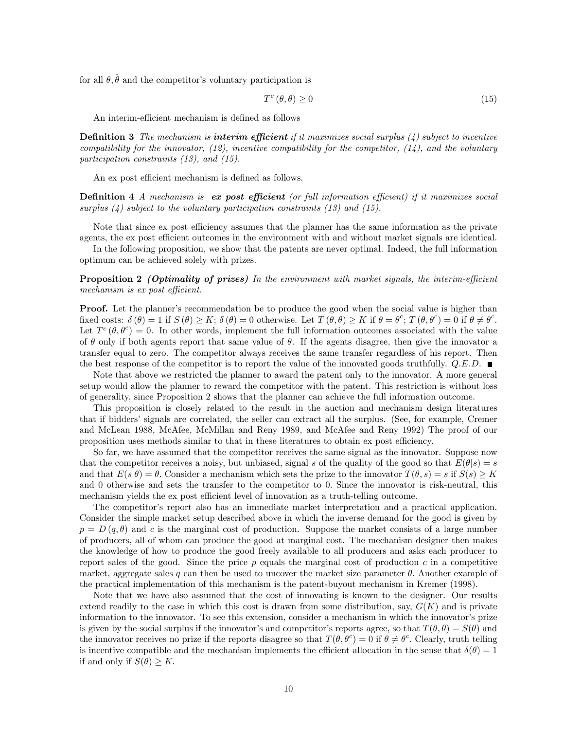for all $\theta, \hat{\theta}$ and the competitor's voluntary participation is

$$T^c(\theta, \theta) \geq 0 \tag{15}$$

An interim-efficient mechanism is defined as follows

**Definition 3** *The mechanism is* ***interim efficient*** *if it maximizes social surplus (4) subject to incentive compatibility for the innovator, (12), incentive compatibility for the competitor, (14), and the voluntary participation constraints (13), and (15).*

An ex post efficient mechanism is defined as follows.

**Definition 4** *A mechanism is* ***ex post efficient*** *(or full information efficient) if it maximizes social surplus (4) subject to the voluntary participation constraints (13) and (15).*

Note that since ex post efficiency assumes that the planner has the same information as the private agents, the ex post efficient outcomes in the environment with and without market signals are identical.

In the following proposition, we show that the patents are never optimal. Indeed, the full information optimum can be achieved solely with prizes.

**Proposition 2** ***(Optimality of prizes)*** *In the environment with market signals, the interim-efficient mechanism is ex post efficient.*

**Proof.** Let the planner's recommendation be to produce the good when the social value is higher than fixed costs: $\delta(\theta) = 1$ if $S(\theta) \geq K$; $\delta(\theta) = 0$ otherwise. Let $T(\theta, \theta) \geq K$ if $\theta = \theta^c$; $T(\theta, \theta^c) = 0$ if $\theta \neq \theta^c$. Let $T^c(\theta, \theta^c) = 0$. In other words, implement the full information outcomes associated with the value of $\theta$ only if both agents report that same value of $\theta$. If the agents disagree, then give the innovator a transfer equal to zero. The competitor always receives the same transfer regardless of his report. Then the best response of the competitor is to report the value of the innovated goods truthfully. *Q.E.D.* ■

Note that above we restricted the planner to award the patent only to the innovator. A more general setup would allow the planner to reward the competitor with the patent. This restriction is without loss of generality, since Proposition 2 shows that the planner can achieve the full information outcome.

This proposition is closely related to the result in the auction and mechanism design literatures that if bidders' signals are correlated, the seller can extract all the surplus. (See, for example, Cremer and McLean 1988, McAfee, McMillan and Reny 1989, and McAfee and Reny 1992) The proof of our proposition uses methods similar to that in these literatures to obtain ex post efficiency.

So far, we have assumed that the competitor receives the same signal as the innovator. Suppose now that the competitor receives a noisy, but unbiased, signal $s$ of the quality of the good so that $E(\theta|s) = s$ and that $E(s|\theta) = \theta$. Consider a mechanism which sets the prize to the innovator $T(\theta, s) = s$ if $S(s) \geq K$ and 0 otherwise and sets the transfer to the competitor to 0. Since the innovator is risk-neutral, this mechanism yields the ex post efficient level of innovation as a truth-telling outcome.

The competitor's report also has an immediate market interpretation and a practical application. Consider the simple market setup described above in which the inverse demand for the good is given by $p = D(q, \theta)$ and $c$ is the marginal cost of production. Suppose the market consists of a large number of producers, all of whom can produce the good at marginal cost. The mechanism designer then makes the knowledge of how to produce the good freely available to all producers and asks each producer to report sales of the good. Since the price $p$ equals the marginal cost of production $c$ in a competitive market, aggregate sales $q$ can then be used to uncover the market size parameter $\theta$. Another example of the practical implementation of this mechanism is the patent-buyout mechanism in Kremer (1998).

Note that we have also assumed that the cost of innovating is known to the designer. Our results extend readily to the case in which this cost is drawn from some distribution, say, $G(K)$ and is private information to the innovator. To see this extension, consider a mechanism in which the innovator's prize is given by the social surplus if the innovator's and competitor's reports agree, so that $T(\theta, \theta) = S(\theta)$ and the innovator receives no prize if the reports disagree so that $T(\theta, \theta^c) = 0$ if $\theta \neq \theta^c$. Clearly, truth telling is incentive compatible and the mechanism implements the efficient allocation in the sense that $\delta(\theta) = 1$ if and only if $S(\theta) \geq K$.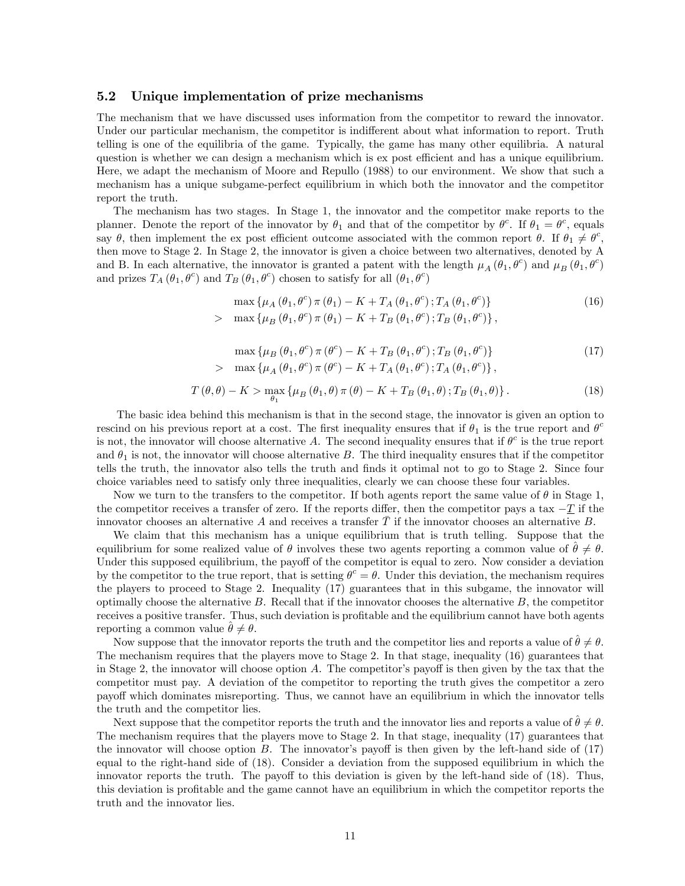### 5.2 Unique implementation of prize mechanisms

The mechanism that we have discussed uses information from the competitor to reward the innovator. Under our particular mechanism, the competitor is indifferent about what information to report. Truth telling is one of the equilibria of the game. Typically, the game has many other equilibria. A natural question is whether we can design a mechanism which is ex post efficient and has a unique equilibrium. Here, we adapt the mechanism of Moore and Repullo (1988) to our environment. We show that such a mechanism has a unique subgame-perfect equilibrium in which both the innovator and the competitor report the truth.

The mechanism has two stages. In Stage 1, the innovator and the competitor make reports to the planner. Denote the report of the innovator by $\theta_1$ and that of the competitor by $\theta^c$. If $\theta_1 = \theta^c$, equals say $\theta$, then implement the ex post efficient outcome associated with the common report $\theta$. If $\theta_1 \neq \theta^c$, then move to Stage 2. In Stage 2, the innovator is given a choice between two alternatives, denoted by A and B. In each alternative, the innovator is granted a patent with the length $\mu_A(\theta_1, \theta^c)$ and $\mu_B(\theta_1, \theta^c)$ and prizes $T_A(\theta_1, \theta^c)$ and $T_B(\theta_1, \theta^c)$ chosen to satisfy for all $(\theta_1, \theta^c)$

$$
\begin{aligned}
& \max \{\mu_A(\theta_1, \theta^c)\pi(\theta_1) - K + T_A(\theta_1, \theta^c); T_A(\theta_1, \theta^c)\} \\
> \ & \max \{\mu_B(\theta_1, \theta^c)\pi(\theta_1) - K + T_B(\theta_1, \theta^c); T_B(\theta_1, \theta^c)\},
\end{aligned} \tag{16}
$$

$$
\begin{aligned}
& \max \{\mu_B(\theta_1, \theta^c)\pi(\theta^c) - K + T_B(\theta_1, \theta^c); T_B(\theta_1, \theta^c)\} \\
> \ & \max \{\mu_A(\theta_1, \theta^c)\pi(\theta^c) - K + T_A(\theta_1, \theta^c); T_A(\theta_1, \theta^c)\},
\end{aligned} \tag{17}
$$

$$
T(\theta, \theta) - K > \max_{\theta_1} \{\mu_B(\theta_1, \theta)\pi(\theta) - K + T_B(\theta_1, \theta); T_B(\theta_1, \theta)\}. \tag{18}
$$

The basic idea behind this mechanism is that in the second stage, the innovator is given an option to rescind on his previous report at a cost. The first inequality ensures that if $\theta_1$ is the true report and $\theta^c$ is not, the innovator will choose alternative $A$. The second inequality ensures that if $\theta^c$ is the true report and $\theta_1$ is not, the innovator will choose alternative $B$. The third inequality ensures that if the competitor tells the truth, the innovator also tells the truth and finds it optimal not to go to Stage 2. Since four choice variables need to satisfy only three inequalities, clearly we can choose these four variables.

Now we turn to the transfers to the competitor. If both agents report the same value of $\theta$ in Stage 1, the competitor receives a transfer of zero. If the reports differ, then the competitor pays a tax $-\underline{T}$ if the innovator chooses an alternative $A$ and receives a transfer $\bar{T}$ if the innovator chooses an alternative $B$.

We claim that this mechanism has a unique equilibrium that is truth telling. Suppose that the equilibrium for some realized value of $\theta$ involves these two agents reporting a common value of $\hat{\theta} \neq \theta$. Under this supposed equilibrium, the payoff of the competitor is equal to zero. Now consider a deviation by the competitor to the true report, that is setting $\theta^c = \theta$. Under this deviation, the mechanism requires the players to proceed to Stage 2. Inequality (17) guarantees that in this subgame, the innovator will optimally choose the alternative $B$. Recall that if the innovator chooses the alternative $B$, the competitor receives a positive transfer. Thus, such deviation is profitable and the equilibrium cannot have both agents reporting a common value $\hat{\theta} \neq \theta$.

Now suppose that the innovator reports the truth and the competitor lies and reports a value of $\hat{\theta} \neq \theta$. The mechanism requires that the players move to Stage 2. In that stage, inequality (16) guarantees that in Stage 2, the innovator will choose option $A$. The competitor's payoff is then given by the tax that the competitor must pay. A deviation of the competitor to reporting the truth gives the competitor a zero payoff which dominates misreporting. Thus, we cannot have an equilibrium in which the innovator tells the truth and the competitor lies.

Next suppose that the competitor reports the truth and the innovator lies and reports a value of $\hat{\theta} \neq \theta$. The mechanism requires that the players move to Stage 2. In that stage, inequality (17) guarantees that the innovator will choose option $B$. The innovator's payoff is then given by the left-hand side of (17) equal to the right-hand side of (18). Consider a deviation from the supposed equilibrium in which the innovator reports the truth. The payoff to this deviation is given by the left-hand side of (18). Thus, this deviation is profitable and the game cannot have an equilibrium in which the competitor reports the truth and the innovator lies.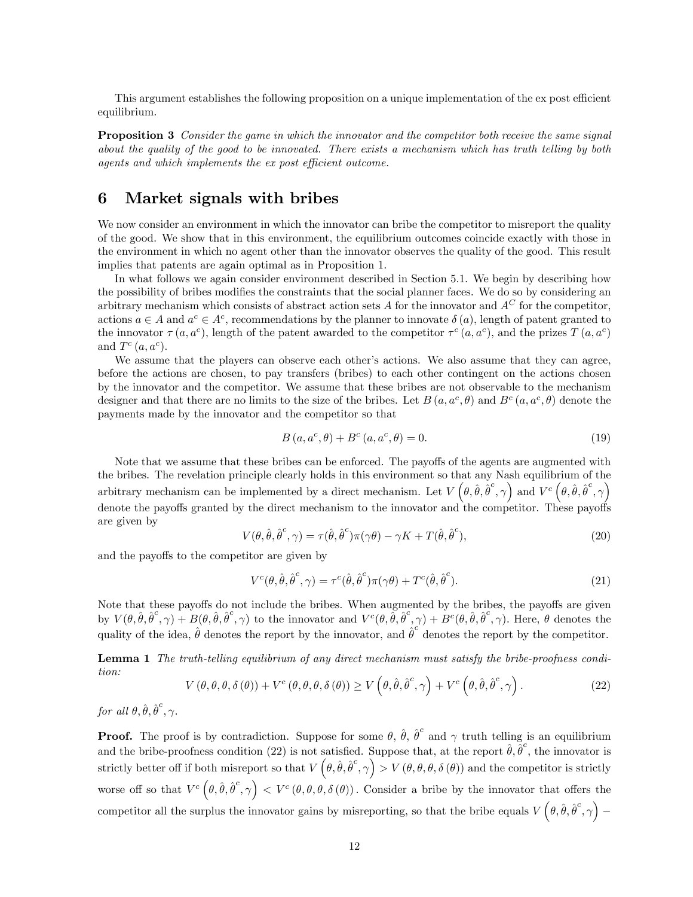This argument establishes the following proposition on a unique implementation of the ex post efficient equilibrium.

**Proposition 3** *Consider the game in which the innovator and the competitor both receive the same signal about the quality of the good to be innovated. There exists a mechanism which has truth telling by both agents and which implements the ex post efficient outcome.*

# 6 Market signals with bribes

We now consider an environment in which the innovator can bribe the competitor to misreport the quality of the good. We show that in this environment, the equilibrium outcomes coincide exactly with those in the environment in which no agent other than the innovator observes the quality of the good. This result implies that patents are again optimal as in Proposition 1.

In what follows we again consider environment described in Section 5.1. We begin by describing how the possibility of bribes modifies the constraints that the social planner faces. We do so by considering an arbitrary mechanism which consists of abstract action sets $A$ for the innovator and $A^C$ for the competitor, actions $a \in A$ and $a^c \in A^c$, recommendations by the planner to innovate $\delta(a)$, length of patent granted to the innovator $\tau(a, a^c)$, length of the patent awarded to the competitor $\tau^c(a, a^c)$, and the prizes $T(a, a^c)$ and $T^c(a, a^c)$.

We assume that the players can observe each other's actions. We also assume that they can agree, before the actions are chosen, to pay transfers (bribes) to each other contingent on the actions chosen by the innovator and the competitor. We assume that these bribes are not observable to the mechanism designer and that there are no limits to the size of the bribes. Let $B(a, a^c, \theta)$ and $B^c(a, a^c, \theta)$ denote the payments made by the innovator and the competitor so that

$$B(a, a^c, \theta) + B^c(a, a^c, \theta) = 0. \tag{19}$$

Note that we assume that these bribes can be enforced. The payoffs of the agents are augmented with the bribes. The revelation principle clearly holds in this environment so that any Nash equilibrium of the arbitrary mechanism can be implemented by a direct mechanism. Let $V\left(\theta, \hat{\theta}, \hat{\theta}^c, \gamma\right)$ and $V^c\left(\theta, \hat{\theta}, \hat{\theta}^c, \gamma\right)$ denote the payoffs granted by the direct mechanism to the innovator and the competitor. These payoffs are given by

$$V(\theta, \hat{\theta}, \hat{\theta}^c, \gamma) = \tau(\hat{\theta}, \hat{\theta}^c)\pi(\gamma\theta) - \gamma K + T(\hat{\theta}, \hat{\theta}^c), \tag{20}$$

and the payoffs to the competitor are given by

$$V^c(\theta, \hat{\theta}, \hat{\theta}^c, \gamma) = \tau^c(\hat{\theta}, \hat{\theta}^c)\pi(\gamma\theta) + T^c(\hat{\theta}, \hat{\theta}^c). \tag{21}$$

Note that these payoffs do not include the bribes. When augmented by the bribes, the payoffs are given by $V(\theta, \hat{\theta}, \hat{\theta}^c, \gamma) + B(\theta, \hat{\theta}, \hat{\theta}^c, \gamma)$ to the innovator and $V^c(\theta, \hat{\theta}, \hat{\theta}^c, \gamma) + B^c(\theta, \hat{\theta}, \hat{\theta}^c, \gamma)$. Here, $\theta$ denotes the quality of the idea, $\hat{\theta}$ denotes the report by the innovator, and $\hat{\theta}^c$ denotes the report by the competitor.

**Lemma 1** *The truth-telling equilibrium of any direct mechanism must satisfy the bribe-proofness condition:*

$$V(\theta, \theta, \theta, \delta(\theta)) + V^c(\theta, \theta, \theta, \delta(\theta)) \geq V\left(\theta, \hat{\theta}, \hat{\theta}^c, \gamma\right) + V^c\left(\theta, \hat{\theta}, \hat{\theta}^c, \gamma\right). \tag{22}$$

*for all $\theta, \hat{\theta}, \hat{\theta}^c, \gamma$.*

**Proof.** The proof is by contradiction. Suppose for some $\theta$, $\hat{\theta}$, $\hat{\theta}^c$ and $\gamma$ truth telling is an equilibrium and the bribe-proofness condition (22) is not satisfied. Suppose that, at the report $\hat{\theta}, \hat{\theta}^c$, the innovator is strictly better off if both misreport so that $V\left(\theta, \hat{\theta}, \hat{\theta}^c, \gamma\right) > V(\theta, \theta, \theta, \delta(\theta))$ and the competitor is strictly worse off so that $V^c\left(\theta, \hat{\theta}, \hat{\theta}^c, \gamma\right) < V^c(\theta, \theta, \theta, \delta(\theta))$. Consider a bribe by the innovator that offers the competitor all the surplus the innovator gains by misreporting, so that the bribe equals $V\left(\theta, \hat{\theta}, \hat{\theta}^c, \gamma\right) -$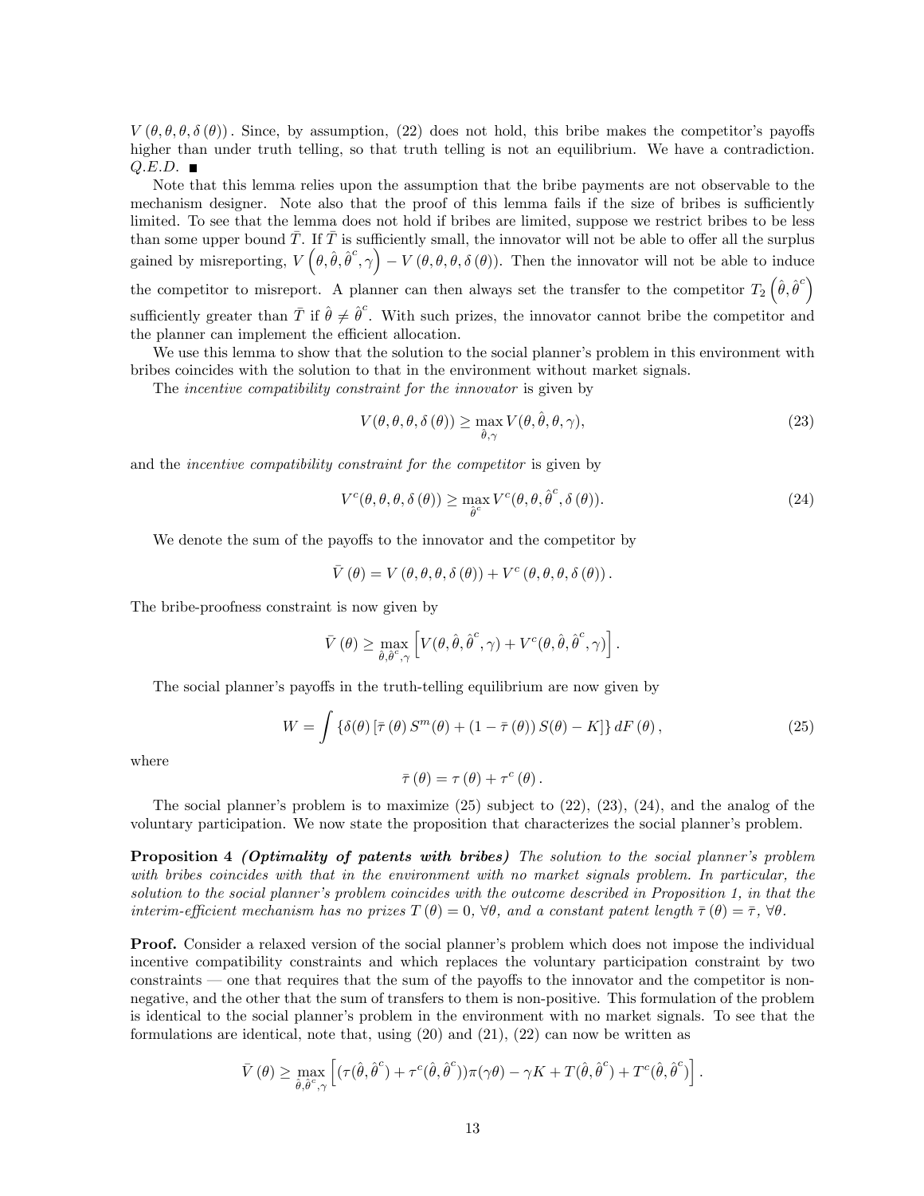$V(\theta, \theta, \theta, \delta(\theta))$. Since, by assumption, (22) does not hold, this bribe makes the competitor's payoffs higher than under truth telling, so that truth telling is not an equilibrium. We have a contradiction. *Q.E.D.* ■

Note that this lemma relies upon the assumption that the bribe payments are not observable to the mechanism designer. Note also that the proof of this lemma fails if the size of bribes is sufficiently limited. To see that the lemma does not hold if bribes are limited, suppose we restrict bribes to be less than some upper bound $\bar{T}$. If $\bar{T}$ is sufficiently small, the innovator will not be able to offer all the surplus gained by misreporting, $V\left(\theta, \hat{\theta}, \hat{\theta}^c, \gamma\right) - V(\theta, \theta, \theta, \delta(\theta))$. Then the innovator will not be able to induce the competitor to misreport. A planner can then always set the transfer to the competitor $T_2\left(\hat{\theta}, \hat{\theta}^c\right)$ sufficiently greater than $\bar{T}$ if $\hat{\theta} \neq \hat{\theta}^c$. With such prizes, the innovator cannot bribe the competitor and the planner can implement the efficient allocation.

We use this lemma to show that the solution to the social planner's problem in this environment with bribes coincides with the solution to that in the environment without market signals.

The *incentive compatibility constraint for the innovator* is given by

$$V(\theta, \theta, \theta, \delta(\theta)) \geq \max_{\hat{\theta}, \gamma} V(\theta, \hat{\theta}, \theta, \gamma), \tag{23}$$

and the *incentive compatibility constraint for the competitor* is given by

$$V^c(\theta, \theta, \theta, \delta(\theta)) \geq \max_{\hat{\theta}^c} V^c(\theta, \theta, \hat{\theta}^c, \delta(\theta)). \tag{24}$$

We denote the sum of the payoffs to the innovator and the competitor by

$$\bar{V}(\theta) = V(\theta, \theta, \theta, \delta(\theta)) + V^c(\theta, \theta, \theta, \delta(\theta)).$$

The bribe-proofness constraint is now given by

$$\bar{V}(\theta) \geq \max_{\hat{\theta}, \hat{\theta}^c, \gamma} \left[V(\theta, \hat{\theta}, \hat{\theta}^c, \gamma) + V^c(\theta, \hat{\theta}, \hat{\theta}^c, \gamma)\right].$$

The social planner's payoffs in the truth-telling equilibrium are now given by

$$W = \int \{\delta(\theta)\left[\bar{\tau}(\theta) S^m(\theta) + (1 - \bar{\tau}(\theta)) S(\theta) - K\right]\} dF(\theta), \tag{25}$$

where

$$\bar{\tau}(\theta) = \tau(\theta) + \tau^c(\theta).$$

The social planner's problem is to maximize (25) subject to (22), (23), (24), and the analog of the voluntary participation. We now state the proposition that characterizes the social planner's problem.

**Proposition 4** ***(Optimality of patents with bribes)*** *The solution to the social planner's problem with bribes coincides with that in the environment with no market signals problem. In particular, the solution to the social planner's problem coincides with the outcome described in Proposition 1, in that the interim-efficient mechanism has no prizes $T(\theta) = 0$, $\forall\theta$, and a constant patent length $\bar{\tau}(\theta) = \bar{\tau}$, $\forall\theta$.*

**Proof.** Consider a relaxed version of the social planner's problem which does not impose the individual incentive compatibility constraints and which replaces the voluntary participation constraint by two constraints — one that requires that the sum of the payoffs to the innovator and the competitor is non-negative, and the other that the sum of transfers to them is non-positive. This formulation of the problem is identical to the social planner's problem in the environment with no market signals. To see that the formulations are identical, note that, using (20) and (21), (22) can now be written as

$$\bar{V}(\theta) \geq \max_{\hat{\theta}, \hat{\theta}^c, \gamma} \left[(\tau(\hat{\theta}, \hat{\theta}^c) + \tau^c(\hat{\theta}, \hat{\theta}^c))\pi(\gamma\theta) - \gamma K + T(\hat{\theta}, \hat{\theta}^c) + T^c(\hat{\theta}, \hat{\theta}^c)\right].$$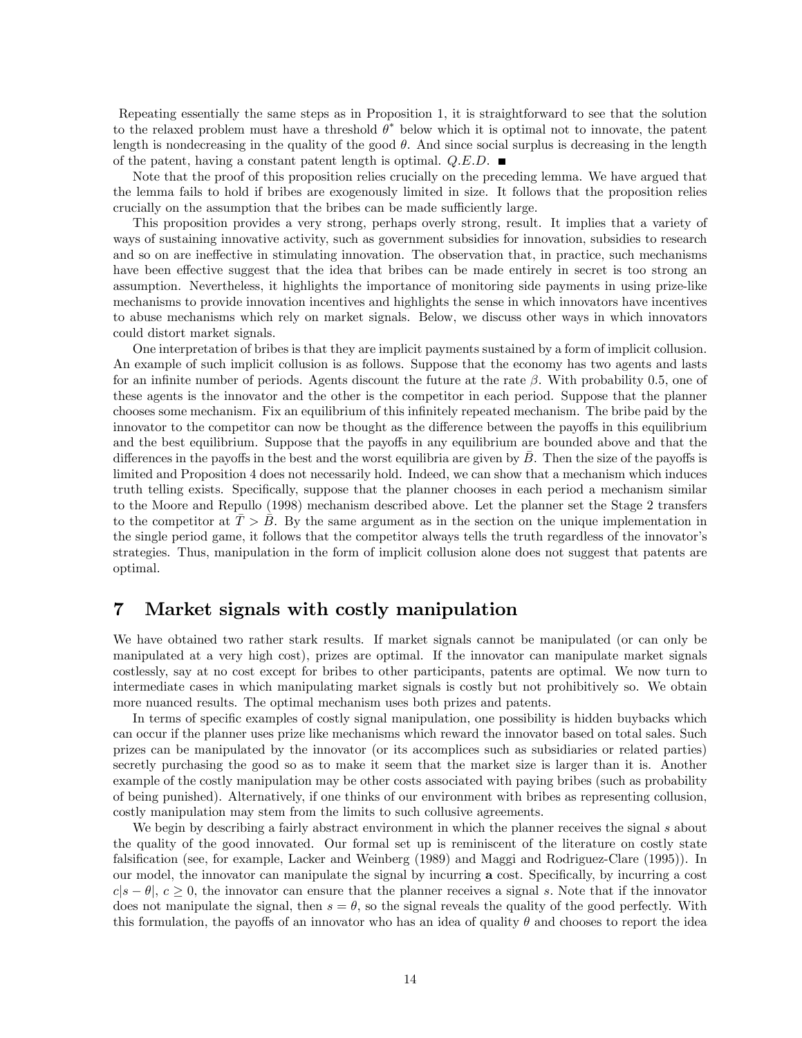Repeating essentially the same steps as in Proposition 1, it is straightforward to see that the solution to the relaxed problem must have a threshold $\theta^*$ below which it is optimal not to innovate, the patent length is nondecreasing in the quality of the good $\theta$. And since social surplus is decreasing in the length of the patent, having a constant patent length is optimal. *Q.E.D.* ■

Note that the proof of this proposition relies crucially on the preceding lemma. We have argued that the lemma fails to hold if bribes are exogenously limited in size. It follows that the proposition relies crucially on the assumption that the bribes can be made sufficiently large.

This proposition provides a very strong, perhaps overly strong, result. It implies that a variety of ways of sustaining innovative activity, such as government subsidies for innovation, subsidies to research and so on are ineffective in stimulating innovation. The observation that, in practice, such mechanisms have been effective suggest that the idea that bribes can be made entirely in secret is too strong an assumption. Nevertheless, it highlights the importance of monitoring side payments in using prize-like mechanisms to provide innovation incentives and highlights the sense in which innovators have incentives to abuse mechanisms which rely on market signals. Below, we discuss other ways in which innovators could distort market signals.

One interpretation of bribes is that they are implicit payments sustained by a form of implicit collusion. An example of such implicit collusion is as follows. Suppose that the economy has two agents and lasts for an infinite number of periods. Agents discount the future at the rate $\beta$. With probability 0.5, one of these agents is the innovator and the other is the competitor in each period. Suppose that the planner chooses some mechanism. Fix an equilibrium of this infinitely repeated mechanism. The bribe paid by the innovator to the competitor can now be thought as the difference between the payoffs in this equilibrium and the best equilibrium. Suppose that the payoffs in any equilibrium are bounded above and that the differences in the payoffs in the best and the worst equilibria are given by $\bar{B}$. Then the size of the payoffs is limited and Proposition 4 does not necessarily hold. Indeed, we can show that a mechanism which induces truth telling exists. Specifically, suppose that the planner chooses in each period a mechanism similar to the Moore and Repullo (1998) mechanism described above. Let the planner set the Stage 2 transfers to the competitor at $\bar{T} > \bar{B}$. By the same argument as in the section on the unique implementation in the single period game, it follows that the competitor always tells the truth regardless of the innovator's strategies. Thus, manipulation in the form of implicit collusion alone does not suggest that patents are optimal.

# 7 Market signals with costly manipulation

We have obtained two rather stark results. If market signals cannot be manipulated (or can only be manipulated at a very high cost), prizes are optimal. If the innovator can manipulate market signals costlessly, say at no cost except for bribes to other participants, patents are optimal. We now turn to intermediate cases in which manipulating market signals is costly but not prohibitively so. We obtain more nuanced results. The optimal mechanism uses both prizes and patents.

In terms of specific examples of costly signal manipulation, one possibility is hidden buybacks which can occur if the planner uses prize like mechanisms which reward the innovator based on total sales. Such prizes can be manipulated by the innovator (or its accomplices such as subsidiaries or related parties) secretly purchasing the good so as to make it seem that the market size is larger than it is. Another example of the costly manipulation may be other costs associated with paying bribes (such as probability of being punished). Alternatively, if one thinks of our environment with bribes as representing collusion, costly manipulation may stem from the limits to such collusive agreements.

We begin by describing a fairly abstract environment in which the planner receives the signal $s$ about the quality of the good innovated. Our formal set up is reminiscent of the literature on costly state falsification (see, for example, Lacker and Weinberg (1989) and Maggi and Rodriguez-Clare (1995)). In our model, the innovator can manipulate the signal by incurring **a** cost. Specifically, by incurring a cost $c|s-\theta|$, $c \geq 0$, the innovator can ensure that the planner receives a signal $s$. Note that if the innovator does not manipulate the signal, then $s = \theta$, so the signal reveals the quality of the good perfectly. With this formulation, the payoffs of an innovator who has an idea of quality $\theta$ and chooses to report the idea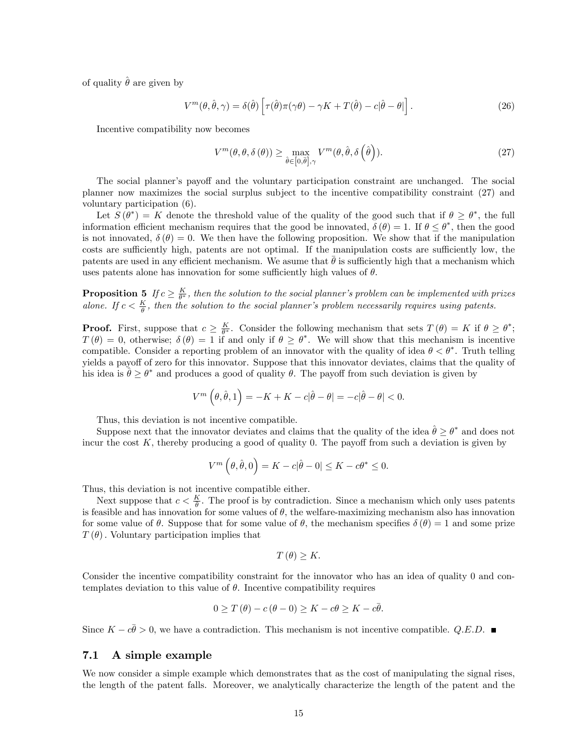of quality $\hat{\theta}$ are given by

$$V^m(\theta, \hat{\theta}, \gamma) = \delta(\hat{\theta}) \left[ \tau(\hat{\theta}) \pi(\gamma\theta) - \gamma K + T(\hat{\theta}) - c|\hat{\theta} - \theta| \right]. \tag{26}$$

Incentive compatibility now becomes

$$V^m(\theta, \theta, \delta(\theta)) \geq \max_{\hat{\theta} \in [0, \bar{\theta}], \gamma} V^m(\theta, \hat{\theta}, \delta\left(\hat{\theta}\right)). \tag{27}$$

The social planner's payoff and the voluntary participation constraint are unchanged. The social planner now maximizes the social surplus subject to the incentive compatibility constraint (27) and voluntary participation (6).

Let $S(\theta^*) = K$ denote the threshold value of the quality of the good such that if $\theta \geq \theta^*$, the full information efficient mechanism requires that the good be innovated, $\delta(\theta) = 1$. If $\theta \leq \theta^*$, then the good is not innovated, $\delta(\theta) = 0$. We then have the following proposition. We show that if the manipulation costs are sufficiently high, patents are not optimal. If the manipulation costs are sufficiently low, the patents are used in any efficient mechanism. We asume that $\bar{\theta}$ is sufficiently high that a mechanism which uses patents alone has innovation for some sufficiently high values of $\theta$.

**Proposition 5** *If $c \geq \frac{K}{\theta^*}$, then the solution to the social planner's problem can be implemented with prizes alone. If $c < \frac{K}{\bar{\theta}}$, then the solution to the social planner's problem necessarily requires using patents.*

**Proof.** First, suppose that $c \geq \frac{K}{\theta^*}$. Consider the following mechanism that sets $T(\theta) = K$ if $\theta \geq \theta^*$; $T(\theta) = 0$, otherwise; $\delta(\theta) = 1$ if and only if $\theta \geq \theta^*$. We will show that this mechanism is incentive compatible. Consider a reporting problem of an innovator with the quality of idea $\theta < \theta^*$. Truth telling yields a payoff of zero for this innovator. Suppose that this innovator deviates, claims that the quality of his idea is $\hat{\theta} \geq \theta^*$ and produces a good of quality $\theta$. The payoff from such deviation is given by

$$V^m\left(\theta, \hat{\theta}, 1\right) = -K + K - c|\hat{\theta} - \theta| = -c|\hat{\theta} - \theta| < 0.$$

Thus, this deviation is not incentive compatible.

Suppose next that the innovator deviates and claims that the quality of the idea $\hat{\theta} \geq \theta^*$ and does not incur the cost $K$, thereby producing a good of quality 0. The payoff from such a deviation is given by

$$V^m\left(\theta, \hat{\theta}, 0\right) = K - c|\hat{\theta} - 0| \leq K - c\theta^* \leq 0.$$

Thus, this deviation is not incentive compatible either.

Next suppose that $c < \frac{K}{\bar{\theta}}$. The proof is by contradiction. Since a mechanism which only uses patents is feasible and has innovation for some values of $\theta$, the welfare-maximizing mechanism also has innovation for some value of $\theta$. Suppose that for some value of $\theta$, the mechanism specifies $\delta(\theta) = 1$ and some prize $T(\theta)$. Voluntary participation implies that

$$T(\theta) \geq K.$$

Consider the incentive compatibility constraint for the innovator who has an idea of quality 0 and contemplates deviation to this value of $\theta$. Incentive compatibility requires

$$0 \geq T(\theta) - c(\theta - 0) \geq K - c\theta \geq K - c\bar{\theta}.$$

Since $K - c\bar{\theta} > 0$, we have a contradiction. This mechanism is not incentive compatible. *Q.E.D.* ■

## 7.1 A simple example

We now consider a simple example which demonstrates that as the cost of manipulating the signal rises, the length of the patent falls. Moreover, we analytically characterize the length of the patent and the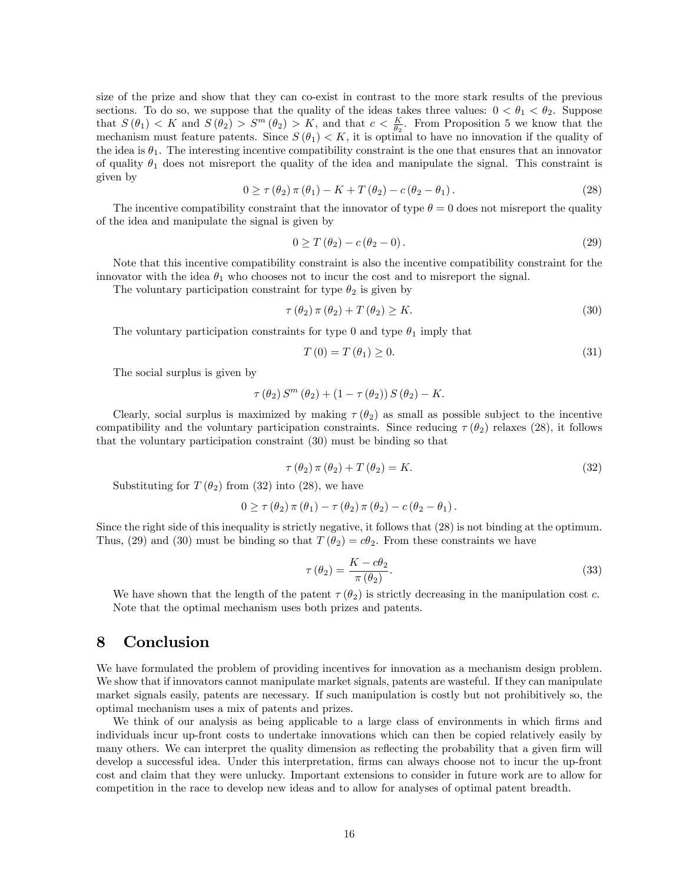size of the prize and show that they can co-exist in contrast to the more stark results of the previous sections. To do so, we suppose that the quality of the ideas takes three values: $0 < \theta_1 < \theta_2$. Suppose that $S(\theta_1) < K$ and $S(\theta_2) > S^m(\theta_2) > K$, and that $c < \frac{K}{\theta_2}$. From Proposition 5 we know that the mechanism must feature patents. Since $S(\theta_1) < K$, it is optimal to have no innovation if the quality of the idea is $\theta_1$. The interesting incentive compatibility constraint is the one that ensures that an innovator of quality $\theta_1$ does not misreport the quality of the idea and manipulate the signal. This constraint is given by

$$0 \geq \tau(\theta_2)\pi(\theta_1) - K + T(\theta_2) - c(\theta_2 - \theta_1). \tag{28}$$

The incentive compatibility constraint that the innovator of type $\theta = 0$ does not misreport the quality of the idea and manipulate the signal is given by

$$0 \geq T(\theta_2) - c(\theta_2 - 0). \tag{29}$$

Note that this incentive compatibility constraint is also the incentive compatibility constraint for the innovator with the idea $\theta_1$ who chooses not to incur the cost and to misreport the signal.

The voluntary participation constraint for type $\theta_2$ is given by

$$\tau(\theta_2)\pi(\theta_2) + T(\theta_2) \geq K. \tag{30}$$

The voluntary participation constraints for type 0 and type $\theta_1$ imply that

$$T(0) = T(\theta_1) \geq 0. \tag{31}$$

The social surplus is given by

$$\tau(\theta_2) S^m(\theta_2) + (1 - \tau(\theta_2)) S(\theta_2) - K.$$

Clearly, social surplus is maximized by making $\tau(\theta_2)$ as small as possible subject to the incentive compatibility and the voluntary participation constraints. Since reducing $\tau(\theta_2)$ relaxes (28), it follows that the voluntary participation constraint (30) must be binding so that

$$\tau(\theta_2)\pi(\theta_2) + T(\theta_2) = K. \tag{32}$$

Substituting for $T(\theta_2)$ from (32) into (28), we have

$$0 \geq \tau(\theta_2)\pi(\theta_1) - \tau(\theta_2)\pi(\theta_2) - c(\theta_2 - \theta_1).$$

Since the right side of this inequality is strictly negative, it follows that (28) is not binding at the optimum. Thus, (29) and (30) must be binding so that $T(\theta_2) = c\theta_2$. From these constraints we have

$$\tau(\theta_2) = \frac{K - c\theta_2}{\pi(\theta_2)}. \tag{33}$$

We have shown that the length of the patent $\tau(\theta_2)$ is strictly decreasing in the manipulation cost $c$. Note that the optimal mechanism uses both prizes and patents.

# 8 Conclusion

We have formulated the problem of providing incentives for innovation as a mechanism design problem. We show that if innovators cannot manipulate market signals, patents are wasteful. If they can manipulate market signals easily, patents are necessary. If such manipulation is costly but not prohibitively so, the optimal mechanism uses a mix of patents and prizes.

We think of our analysis as being applicable to a large class of environments in which firms and individuals incur up-front costs to undertake innovations which can then be copied relatively easily by many others. We can interpret the quality dimension as reflecting the probability that a given firm will develop a successful idea. Under this interpretation, firms can always choose not to incur the up-front cost and claim that they were unlucky. Important extensions to consider in future work are to allow for competition in the race to develop new ideas and to allow for analyses of optimal patent breadth.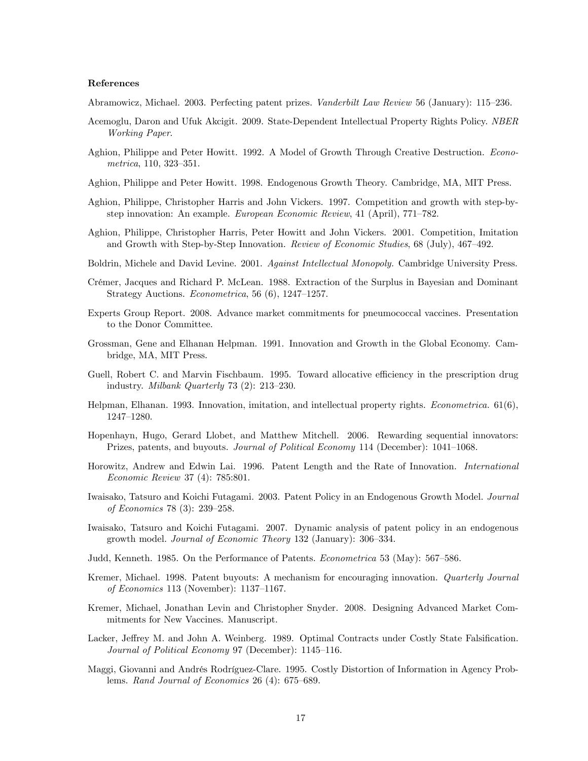#### References

Abramowicz, Michael. 2003. Perfecting patent prizes. *Vanderbilt Law Review* 56 (January): 115–236.

Acemoglu, Daron and Ufuk Akcigit. 2009. State-Dependent Intellectual Property Rights Policy. *NBER Working Paper*.

Aghion, Philippe and Peter Howitt. 1992. A Model of Growth Through Creative Destruction. *Econometrica*, 110, 323–351.

Aghion, Philippe and Peter Howitt. 1998. Endogenous Growth Theory. Cambridge, MA, MIT Press.

Aghion, Philippe, Christopher Harris and John Vickers. 1997. Competition and growth with step-by-step innovation: An example. *European Economic Review*, 41 (April), 771–782.

Aghion, Philippe, Christopher Harris, Peter Howitt and John Vickers. 2001. Competition, Imitation and Growth with Step-by-Step Innovation. *Review of Economic Studies*, 68 (July), 467–492.

Boldrin, Michele and David Levine. 2001. *Against Intellectual Monopoly.* Cambridge University Press.

Crémer, Jacques and Richard P. McLean. 1988. Extraction of the Surplus in Bayesian and Dominant Strategy Auctions. *Econometrica*, 56 (6), 1247–1257.

Experts Group Report. 2008. Advance market commitments for pneumococcal vaccines. Presentation to the Donor Committee.

Grossman, Gene and Elhanan Helpman. 1991. Innovation and Growth in the Global Economy. Cambridge, MA, MIT Press.

Guell, Robert C. and Marvin Fischbaum. 1995. Toward allocative efficiency in the prescription drug industry. *Milbank Quarterly* 73 (2): 213–230.

Helpman, Elhanan. 1993. Innovation, imitation, and intellectual property rights. *Econometrica.* 61(6), 1247–1280.

Hopenhayn, Hugo, Gerard Llobet, and Matthew Mitchell. 2006. Rewarding sequential innovators: Prizes, patents, and buyouts. *Journal of Political Economy* 114 (December): 1041–1068.

Horowitz, Andrew and Edwin Lai. 1996. Patent Length and the Rate of Innovation. *International Economic Review* 37 (4): 785:801.

Iwaisako, Tatsuro and Koichi Futagami. 2003. Patent Policy in an Endogenous Growth Model. *Journal of Economics* 78 (3): 239–258.

Iwaisako, Tatsuro and Koichi Futagami. 2007. Dynamic analysis of patent policy in an endogenous growth model. *Journal of Economic Theory* 132 (January): 306–334.

Judd, Kenneth. 1985. On the Performance of Patents. *Econometrica* 53 (May): 567–586.

Kremer, Michael. 1998. Patent buyouts: A mechanism for encouraging innovation. *Quarterly Journal of Economics* 113 (November): 1137–1167.

Kremer, Michael, Jonathan Levin and Christopher Snyder. 2008. Designing Advanced Market Commitments for New Vaccines. Manuscript.

Lacker, Jeffrey M. and John A. Weinberg. 1989. Optimal Contracts under Costly State Falsification. *Journal of Political Economy* 97 (December): 1145–116.

Maggi, Giovanni and Andrés Rodríguez-Clare. 1995. Costly Distortion of Information in Agency Problems. *Rand Journal of Economics* 26 (4): 675–689.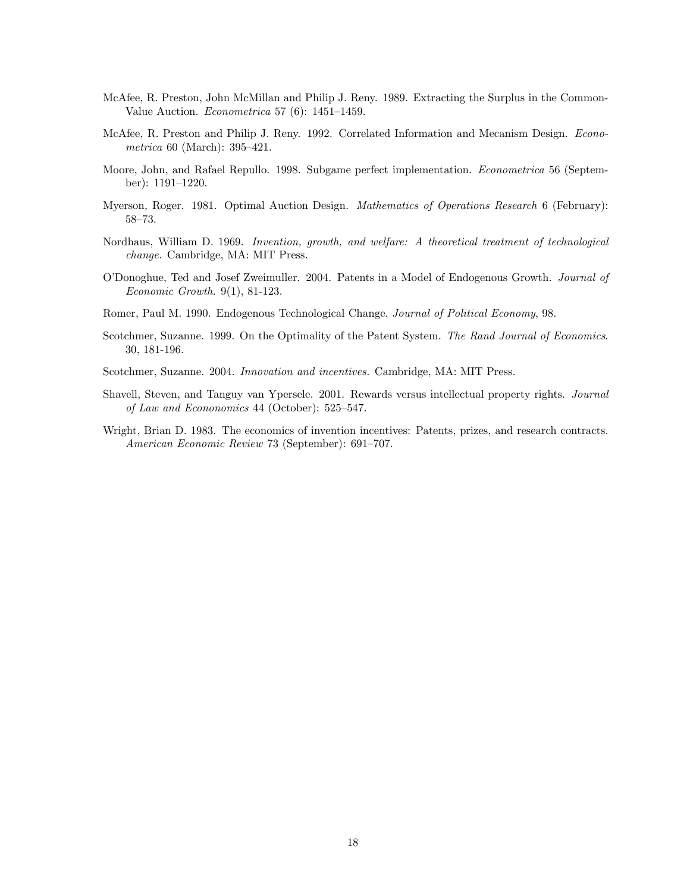McAfee, R. Preston, John McMillan and Philip J. Reny. 1989. Extracting the Surplus in the Common-Value Auction. *Econometrica* 57 (6): 1451–1459.

McAfee, R. Preston and Philip J. Reny. 1992. Correlated Information and Mecanism Design. *Econometrica* 60 (March): 395–421.

Moore, John, and Rafael Repullo. 1998. Subgame perfect implementation. *Econometrica* 56 (September): 1191–1220.

Myerson, Roger. 1981. Optimal Auction Design. *Mathematics of Operations Research* 6 (February): 58–73.

Nordhaus, William D. 1969. *Invention, growth, and welfare: A theoretical treatment of technological change.* Cambridge, MA: MIT Press.

O'Donoghue, Ted and Josef Zweimuller. 2004. Patents in a Model of Endogenous Growth. *Journal of Economic Growth*. 9(1), 81-123.

Romer, Paul M. 1990. Endogenous Technological Change. *Journal of Political Economy*, 98.

Scotchmer, Suzanne. 1999. On the Optimality of the Patent System. *The Rand Journal of Economics*. 30, 181-196.

Scotchmer, Suzanne. 2004. *Innovation and incentives.* Cambridge, MA: MIT Press.

Shavell, Steven, and Tanguy van Ypersele. 2001. Rewards versus intellectual property rights. *Journal of Law and Econonomics* 44 (October): 525–547.

Wright, Brian D. 1983. The economics of invention incentives: Patents, prizes, and research contracts. *American Economic Review* 73 (September): 691–707.